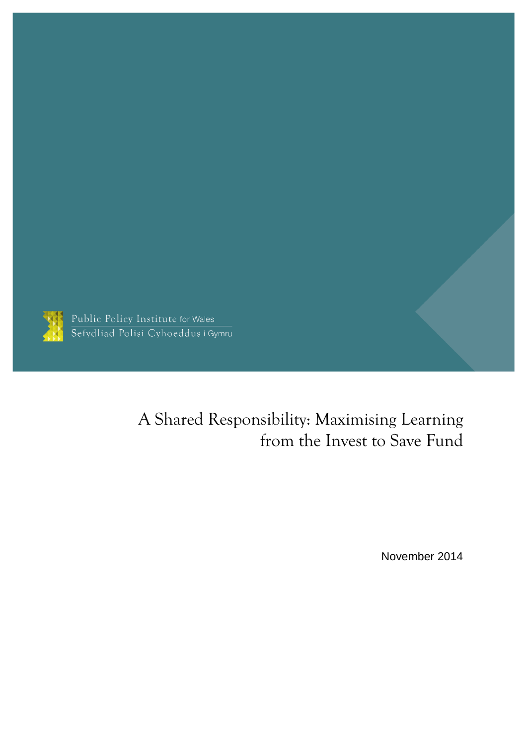Public Policy Institute for Wales
Sefydliad Polisi Cyhoeddus i Gymru

# A Shared Responsibility: Maximising Learning from the Invest to Save Fund

November 2014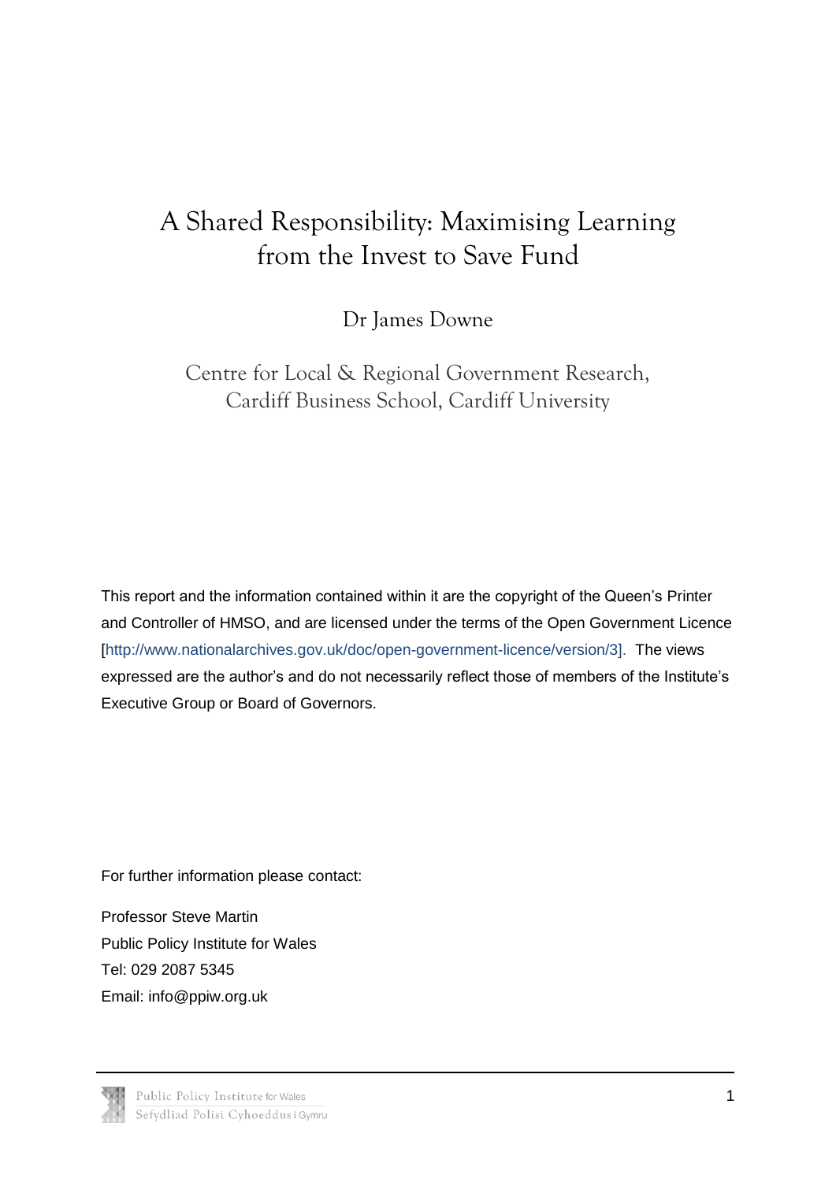# A Shared Responsibility: Maximising Learning from the Invest to Save Fund

Dr James Downe

Centre for Local & Regional Government Research, Cardiff Business School, Cardiff University

This report and the information contained within it are the copyright of the Queen's Printer and Controller of HMSO, and are licensed under the terms of the Open Government Licence [http://www.nationalarchives.gov.uk/doc/open-government-licence/version/3]. The views expressed are the author's and do not necessarily reflect those of members of the Institute's Executive Group or Board of Governors.

For further information please contact:

Professor Steve Martin
Public Policy Institute for Wales
Tel: 029 2087 5345
Email: info@ppiw.org.uk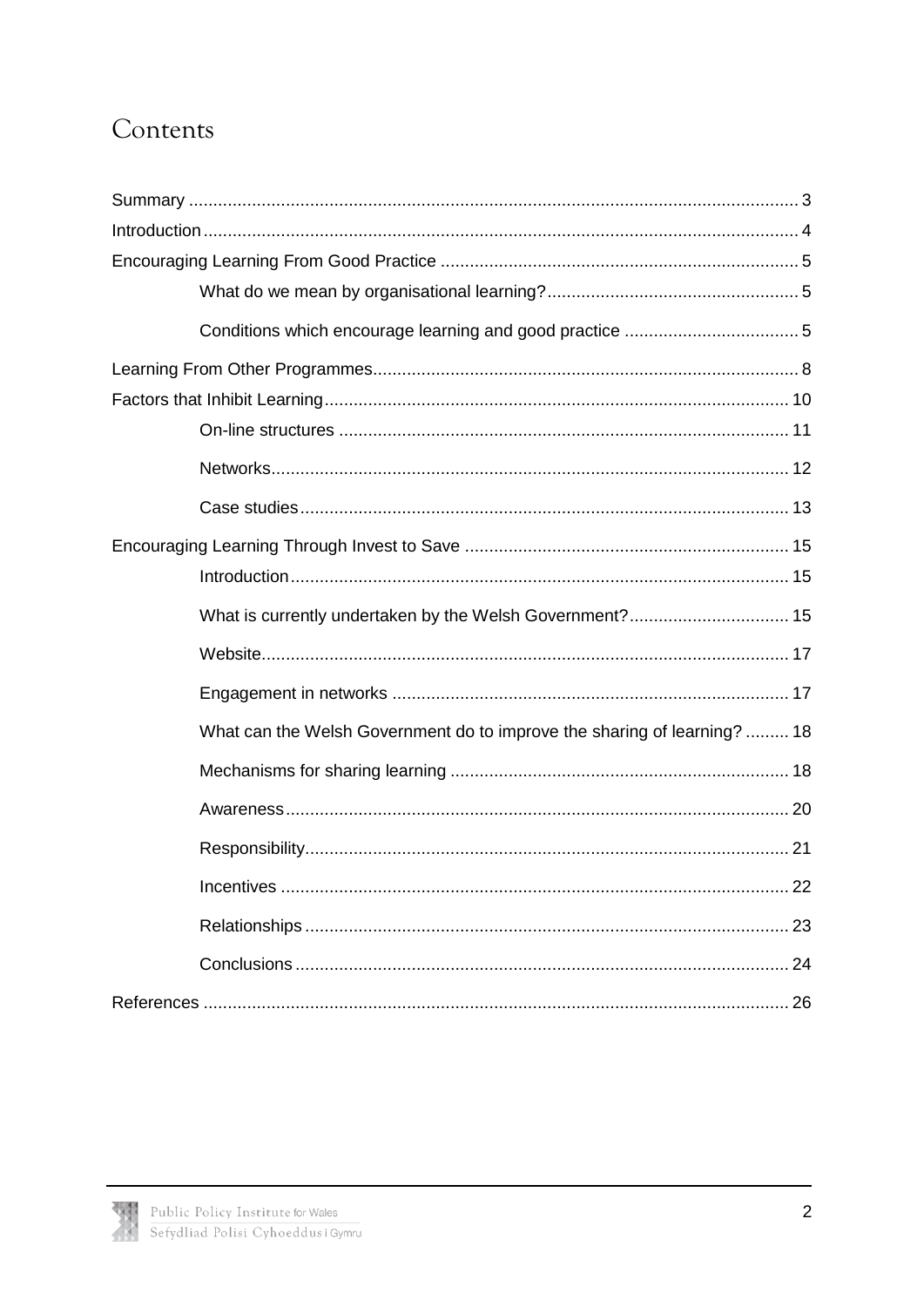# Contents

Summary ............................................................................................................................ 3

Introduction ......................................................................................................................... 4

Encouraging Learning From Good Practice ......................................................................... 5

What do we mean by organisational learning? .................................................... 5

Conditions which encourage learning and good practice .................................... 5

Learning From Other Programmes ...................................................................................... 8

Factors that Inhibit Learning .............................................................................................. 10

On-line structures ............................................................................................ 11

Networks .......................................................................................................... 12

Case studies .................................................................................................... 13

Encouraging Learning Through Invest to Save .................................................................. 15

Introduction ...................................................................................................... 15

What is currently undertaken by the Welsh Government? ................................. 15

Website ............................................................................................................ 17

Engagement in networks ................................................................................. 17

What can the Welsh Government do to improve the sharing of learning? ......... 18

Mechanisms for sharing learning ...................................................................... 18

Awareness ....................................................................................................... 20

Responsibility ................................................................................................... 21

Incentives ........................................................................................................ 22

Relationships ................................................................................................... 23

Conclusions ..................................................................................................... 24

References ........................................................................................................................ 26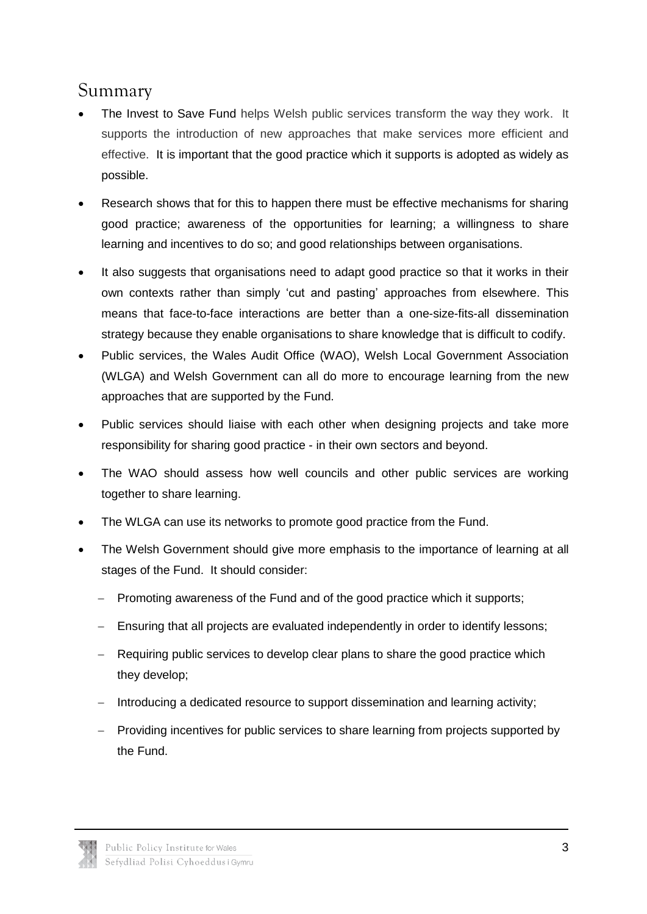## Summary

- The Invest to Save Fund helps Welsh public services transform the way they work. It supports the introduction of new approaches that make services more efficient and effective. It is important that the good practice which it supports is adopted as widely as possible.
- Research shows that for this to happen there must be effective mechanisms for sharing good practice; awareness of the opportunities for learning; a willingness to share learning and incentives to do so; and good relationships between organisations.
- It also suggests that organisations need to adapt good practice so that it works in their own contexts rather than simply 'cut and pasting' approaches from elsewhere. This means that face-to-face interactions are better than a one-size-fits-all dissemination strategy because they enable organisations to share knowledge that is difficult to codify.
- Public services, the Wales Audit Office (WAO), Welsh Local Government Association (WLGA) and Welsh Government can all do more to encourage learning from the new approaches that are supported by the Fund.
- Public services should liaise with each other when designing projects and take more responsibility for sharing good practice - in their own sectors and beyond.
- The WAO should assess how well councils and other public services are working together to share learning.
- The WLGA can use its networks to promote good practice from the Fund.
- The Welsh Government should give more emphasis to the importance of learning at all stages of the Fund. It should consider:
  - Promoting awareness of the Fund and of the good practice which it supports;
  - Ensuring that all projects are evaluated independently in order to identify lessons;
  - Requiring public services to develop clear plans to share the good practice which they develop;
  - Introducing a dedicated resource to support dissemination and learning activity;
  - Providing incentives for public services to share learning from projects supported by the Fund.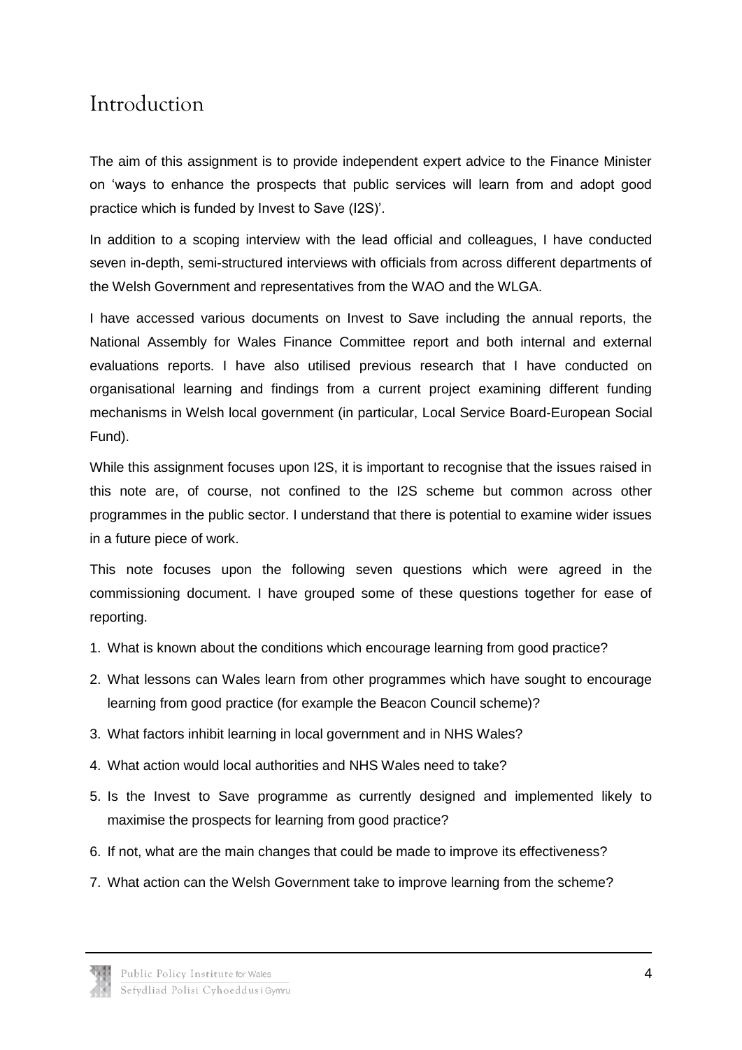# Introduction

The aim of this assignment is to provide independent expert advice to the Finance Minister on 'ways to enhance the prospects that public services will learn from and adopt good practice which is funded by Invest to Save (I2S)'.

In addition to a scoping interview with the lead official and colleagues, I have conducted seven in-depth, semi-structured interviews with officials from across different departments of the Welsh Government and representatives from the WAO and the WLGA.

I have accessed various documents on Invest to Save including the annual reports, the National Assembly for Wales Finance Committee report and both internal and external evaluations reports. I have also utilised previous research that I have conducted on organisational learning and findings from a current project examining different funding mechanisms in Welsh local government (in particular, Local Service Board-European Social Fund).

While this assignment focuses upon I2S, it is important to recognise that the issues raised in this note are, of course, not confined to the I2S scheme but common across other programmes in the public sector. I understand that there is potential to examine wider issues in a future piece of work.

This note focuses upon the following seven questions which were agreed in the commissioning document. I have grouped some of these questions together for ease of reporting.

1. What is known about the conditions which encourage learning from good practice?
2. What lessons can Wales learn from other programmes which have sought to encourage learning from good practice (for example the Beacon Council scheme)?
3. What factors inhibit learning in local government and in NHS Wales?
4. What action would local authorities and NHS Wales need to take?
5. Is the Invest to Save programme as currently designed and implemented likely to maximise the prospects for learning from good practice?
6. If not, what are the main changes that could be made to improve its effectiveness?
7. What action can the Welsh Government take to improve learning from the scheme?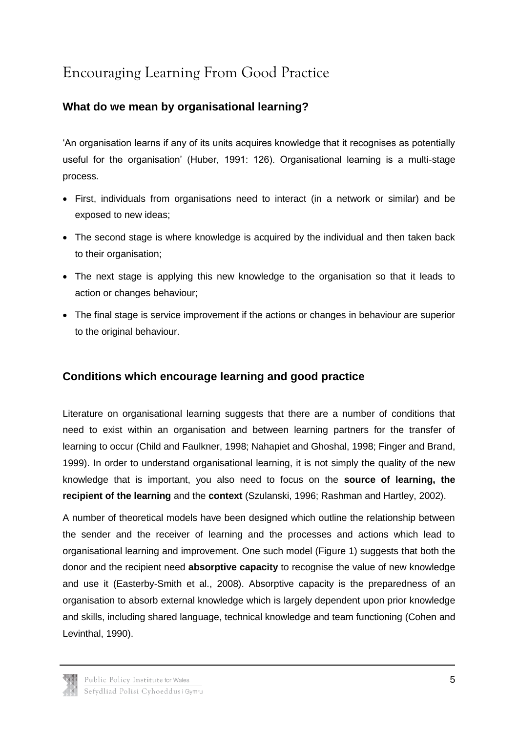# Encouraging Learning From Good Practice

## What do we mean by organisational learning?

'An organisation learns if any of its units acquires knowledge that it recognises as potentially useful for the organisation' (Huber, 1991: 126). Organisational learning is a multi-stage process.

- First, individuals from organisations need to interact (in a network or similar) and be exposed to new ideas;
- The second stage is where knowledge is acquired by the individual and then taken back to their organisation;
- The next stage is applying this new knowledge to the organisation so that it leads to action or changes behaviour;
- The final stage is service improvement if the actions or changes in behaviour are superior to the original behaviour.

## Conditions which encourage learning and good practice

Literature on organisational learning suggests that there are a number of conditions that need to exist within an organisation and between learning partners for the transfer of learning to occur (Child and Faulkner, 1998; Nahapiet and Ghoshal, 1998; Finger and Brand, 1999). In order to understand organisational learning, it is not simply the quality of the new knowledge that is important, you also need to focus on the **source of learning, the recipient of the learning** and the **context** (Szulanski, 1996; Rashman and Hartley, 2002).

A number of theoretical models have been designed which outline the relationship between the sender and the receiver of learning and the processes and actions which lead to organisational learning and improvement. One such model (Figure 1) suggests that both the donor and the recipient need **absorptive capacity** to recognise the value of new knowledge and use it (Easterby-Smith et al., 2008). Absorptive capacity is the preparedness of an organisation to absorb external knowledge which is largely dependent upon prior knowledge and skills, including shared language, technical knowledge and team functioning (Cohen and Levinthal, 1990).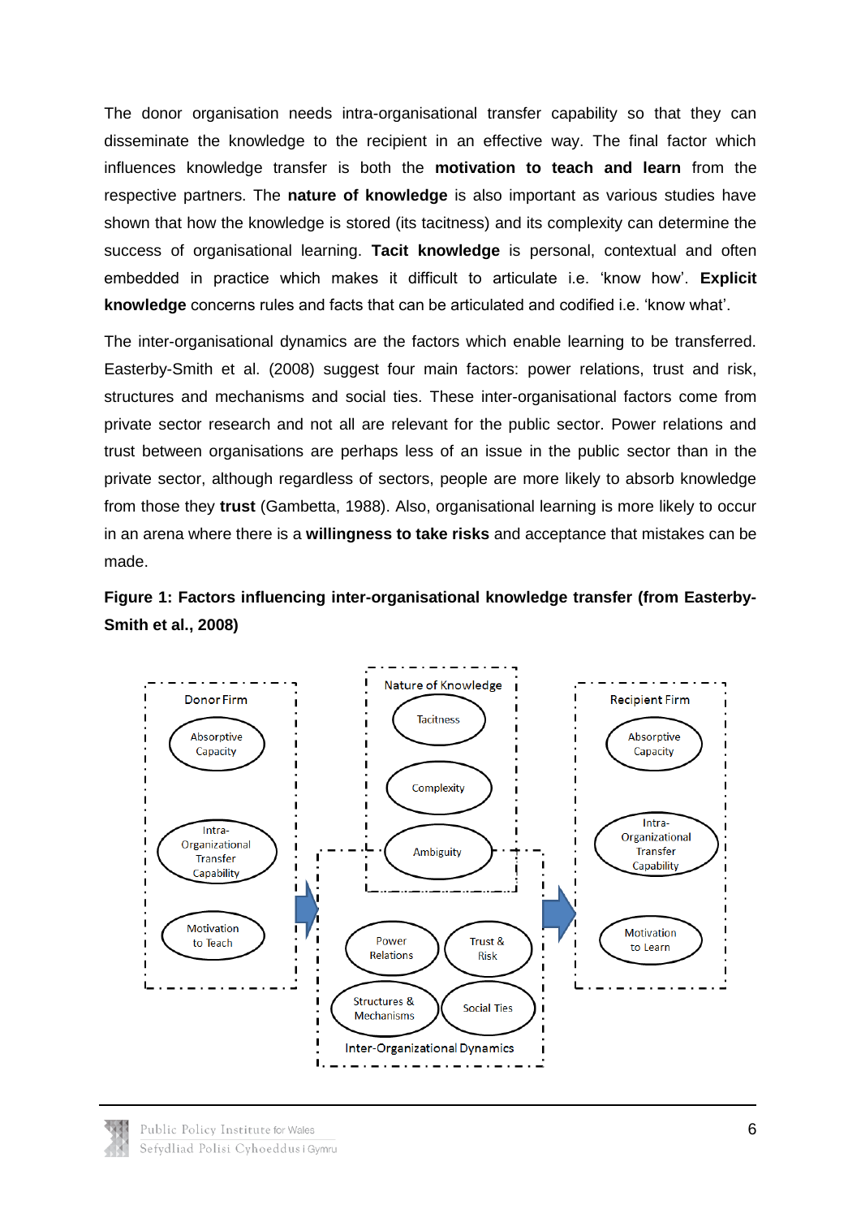The donor organisation needs intra-organisational transfer capability so that they can disseminate the knowledge to the recipient in an effective way. The final factor which influences knowledge transfer is both the **motivation to teach and learn** from the respective partners. The **nature of knowledge** is also important as various studies have shown that how the knowledge is stored (its tacitness) and its complexity can determine the success of organisational learning. **Tacit knowledge** is personal, contextual and often embedded in practice which makes it difficult to articulate i.e. 'know how'. **Explicit knowledge** concerns rules and facts that can be articulated and codified i.e. 'know what'.

The inter-organisational dynamics are the factors which enable learning to be transferred. Easterby-Smith et al. (2008) suggest four main factors: power relations, trust and risk, structures and mechanisms and social ties. These inter-organisational factors come from private sector research and not all are relevant for the public sector. Power relations and trust between organisations are perhaps less of an issue in the public sector than in the private sector, although regardless of sectors, people are more likely to absorb knowledge from those they **trust** (Gambetta, 1988). Also, organisational learning is more likely to occur in an arena where there is a **willingness to take risks** and acceptance that mistakes can be made.

**Figure 1: Factors influencing inter-organisational knowledge transfer (from Easterby-Smith et al., 2008)**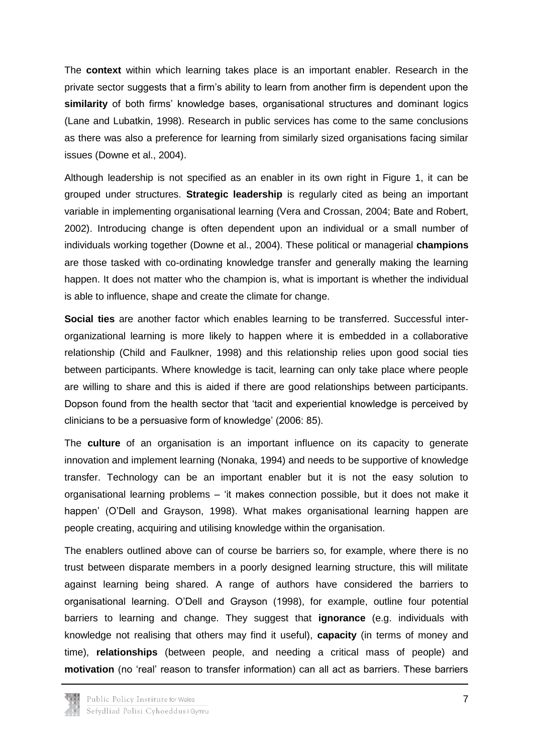The **context** within which learning takes place is an important enabler. Research in the private sector suggests that a firm's ability to learn from another firm is dependent upon the **similarity** of both firms' knowledge bases, organisational structures and dominant logics (Lane and Lubatkin, 1998). Research in public services has come to the same conclusions as there was also a preference for learning from similarly sized organisations facing similar issues (Downe et al., 2004).

Although leadership is not specified as an enabler in its own right in Figure 1, it can be grouped under structures. **Strategic leadership** is regularly cited as being an important variable in implementing organisational learning (Vera and Crossan, 2004; Bate and Robert, 2002). Introducing change is often dependent upon an individual or a small number of individuals working together (Downe et al., 2004). These political or managerial **champions** are those tasked with co-ordinating knowledge transfer and generally making the learning happen. It does not matter who the champion is, what is important is whether the individual is able to influence, shape and create the climate for change.

**Social ties** are another factor which enables learning to be transferred. Successful inter-organizational learning is more likely to happen where it is embedded in a collaborative relationship (Child and Faulkner, 1998) and this relationship relies upon good social ties between participants. Where knowledge is tacit, learning can only take place where people are willing to share and this is aided if there are good relationships between participants. Dopson found from the health sector that 'tacit and experiential knowledge is perceived by clinicians to be a persuasive form of knowledge' (2006: 85).

The **culture** of an organisation is an important influence on its capacity to generate innovation and implement learning (Nonaka, 1994) and needs to be supportive of knowledge transfer. Technology can be an important enabler but it is not the easy solution to organisational learning problems – 'it makes connection possible, but it does not make it happen' (O'Dell and Grayson, 1998). What makes organisational learning happen are people creating, acquiring and utilising knowledge within the organisation.

The enablers outlined above can of course be barriers so, for example, where there is no trust between disparate members in a poorly designed learning structure, this will militate against learning being shared. A range of authors have considered the barriers to organisational learning. O'Dell and Grayson (1998), for example, outline four potential barriers to learning and change. They suggest that **ignorance** (e.g. individuals with knowledge not realising that others may find it useful), **capacity** (in terms of money and time), **relationships** (between people, and needing a critical mass of people) and **motivation** (no 'real' reason to transfer information) can all act as barriers. These barriers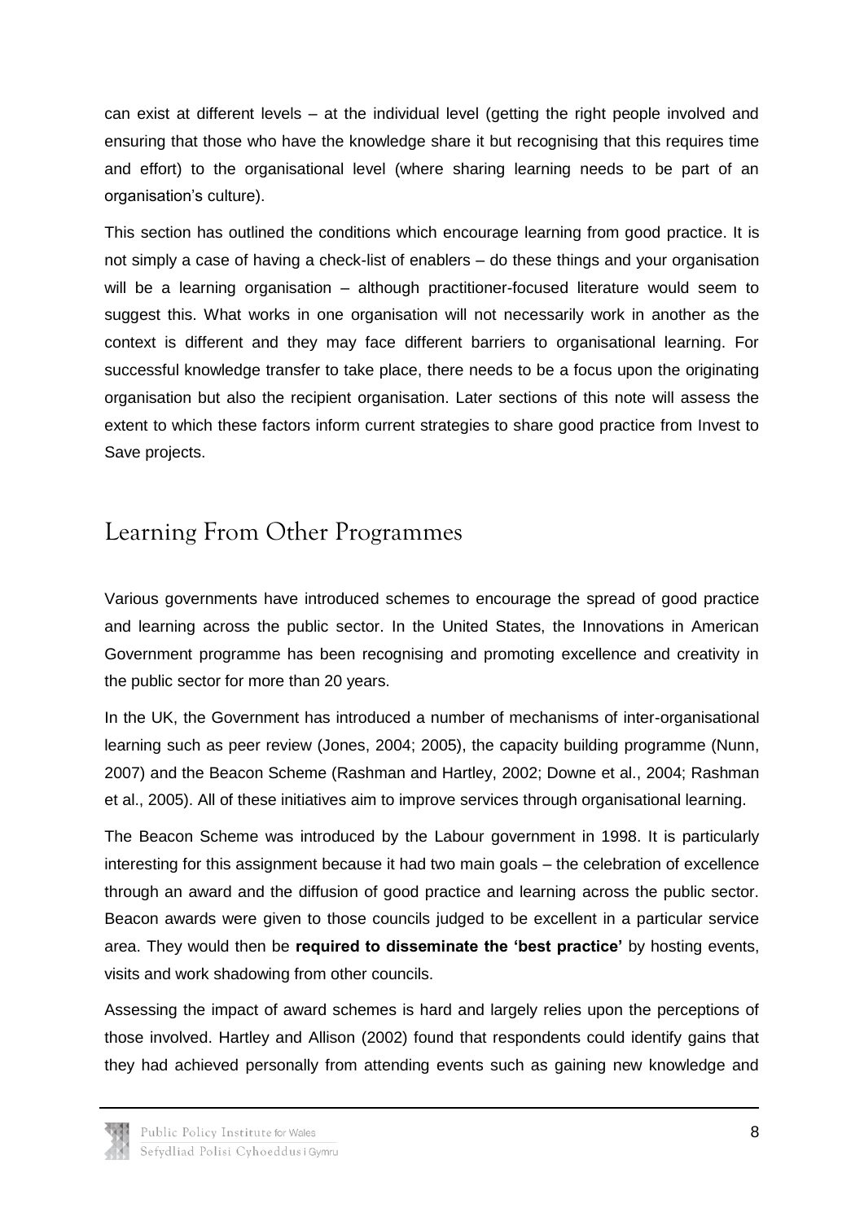can exist at different levels – at the individual level (getting the right people involved and ensuring that those who have the knowledge share it but recognising that this requires time and effort) to the organisational level (where sharing learning needs to be part of an organisation's culture).

This section has outlined the conditions which encourage learning from good practice. It is not simply a case of having a check-list of enablers – do these things and your organisation will be a learning organisation – although practitioner-focused literature would seem to suggest this. What works in one organisation will not necessarily work in another as the context is different and they may face different barriers to organisational learning. For successful knowledge transfer to take place, there needs to be a focus upon the originating organisation but also the recipient organisation. Later sections of this note will assess the extent to which these factors inform current strategies to share good practice from Invest to Save projects.

## Learning From Other Programmes

Various governments have introduced schemes to encourage the spread of good practice and learning across the public sector. In the United States, the Innovations in American Government programme has been recognising and promoting excellence and creativity in the public sector for more than 20 years.

In the UK, the Government has introduced a number of mechanisms of inter-organisational learning such as peer review (Jones, 2004; 2005), the capacity building programme (Nunn, 2007) and the Beacon Scheme (Rashman and Hartley, 2002; Downe et al., 2004; Rashman et al., 2005). All of these initiatives aim to improve services through organisational learning.

The Beacon Scheme was introduced by the Labour government in 1998. It is particularly interesting for this assignment because it had two main goals – the celebration of excellence through an award and the diffusion of good practice and learning across the public sector. Beacon awards were given to those councils judged to be excellent in a particular service area. They would then be **required to disseminate the 'best practice'** by hosting events, visits and work shadowing from other councils.

Assessing the impact of award schemes is hard and largely relies upon the perceptions of those involved. Hartley and Allison (2002) found that respondents could identify gains that they had achieved personally from attending events such as gaining new knowledge and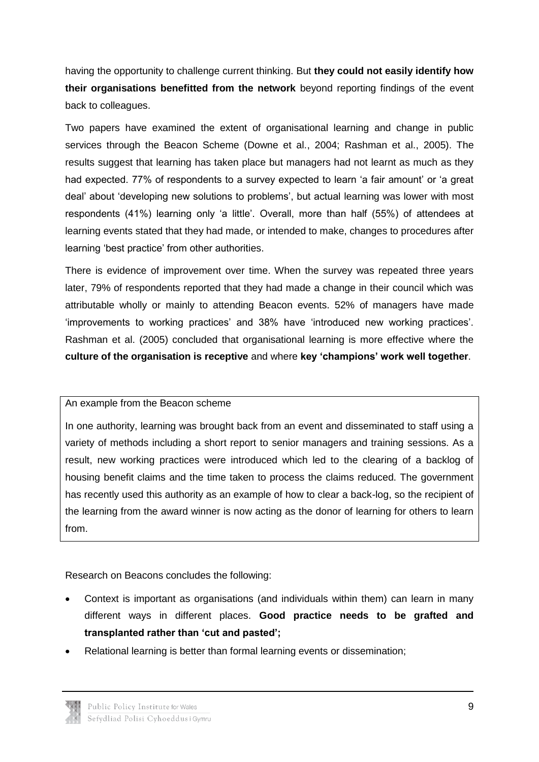having the opportunity to challenge current thinking. But **they could not easily identify how their organisations benefitted from the network** beyond reporting findings of the event back to colleagues.

Two papers have examined the extent of organisational learning and change in public services through the Beacon Scheme (Downe et al., 2004; Rashman et al., 2005). The results suggest that learning has taken place but managers had not learnt as much as they had expected. 77% of respondents to a survey expected to learn 'a fair amount' or 'a great deal' about 'developing new solutions to problems', but actual learning was lower with most respondents (41%) learning only 'a little'. Overall, more than half (55%) of attendees at learning events stated that they had made, or intended to make, changes to procedures after learning 'best practice' from other authorities.

There is evidence of improvement over time. When the survey was repeated three years later, 79% of respondents reported that they had made a change in their council which was attributable wholly or mainly to attending Beacon events. 52% of managers have made 'improvements to working practices' and 38% have 'introduced new working practices'. Rashman et al. (2005) concluded that organisational learning is more effective where the **culture of the organisation is receptive** and where **key 'champions' work well together**.

> An example from the Beacon scheme
>
> In one authority, learning was brought back from an event and disseminated to staff using a variety of methods including a short report to senior managers and training sessions. As a result, new working practices were introduced which led to the clearing of a backlog of housing benefit claims and the time taken to process the claims reduced. The government has recently used this authority as an example of how to clear a back-log, so the recipient of the learning from the award winner is now acting as the donor of learning for others to learn from.

Research on Beacons concludes the following:

- Context is important as organisations (and individuals within them) can learn in many different ways in different places. **Good practice needs to be grafted and transplanted rather than 'cut and pasted';**
- Relational learning is better than formal learning events or dissemination;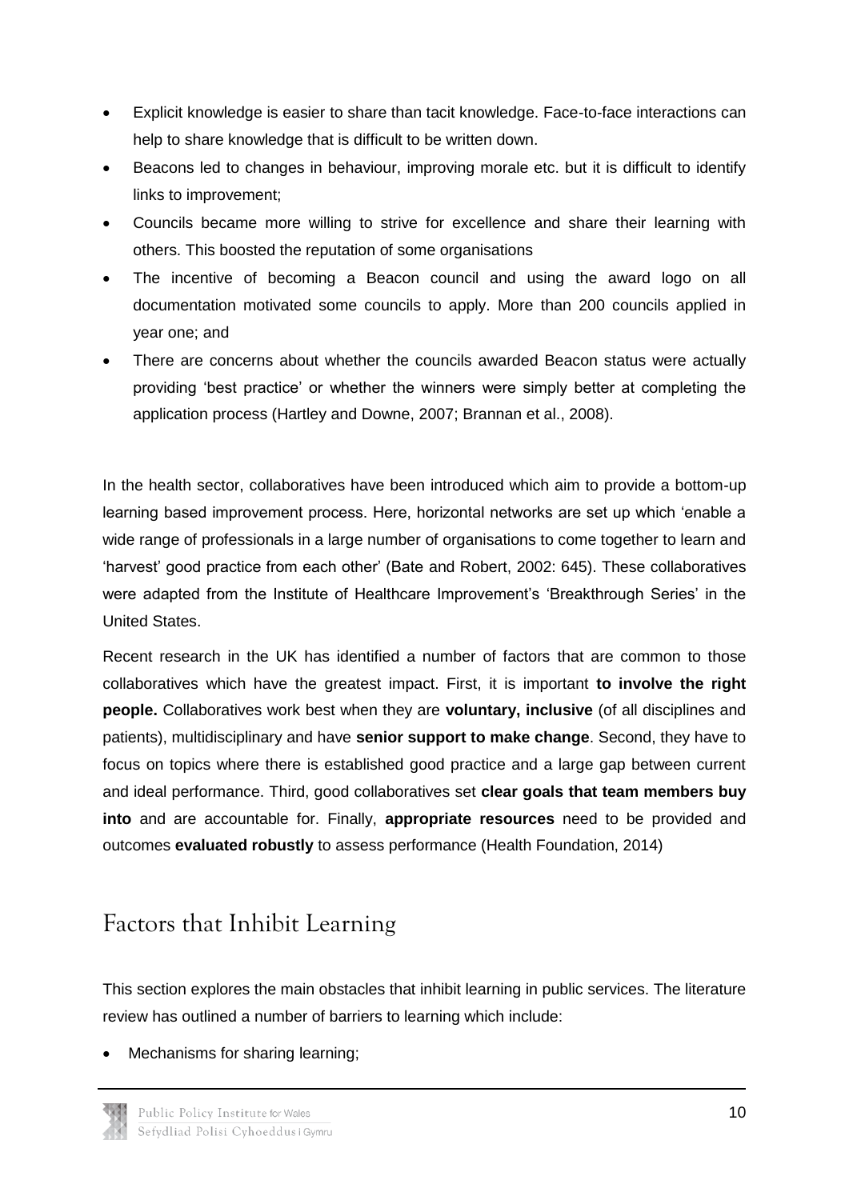- Explicit knowledge is easier to share than tacit knowledge. Face-to-face interactions can help to share knowledge that is difficult to be written down.
- Beacons led to changes in behaviour, improving morale etc. but it is difficult to identify links to improvement;
- Councils became more willing to strive for excellence and share their learning with others. This boosted the reputation of some organisations
- The incentive of becoming a Beacon council and using the award logo on all documentation motivated some councils to apply. More than 200 councils applied in year one; and
- There are concerns about whether the councils awarded Beacon status were actually providing 'best practice' or whether the winners were simply better at completing the application process (Hartley and Downe, 2007; Brannan et al., 2008).

In the health sector, collaboratives have been introduced which aim to provide a bottom-up learning based improvement process. Here, horizontal networks are set up which 'enable a wide range of professionals in a large number of organisations to come together to learn and 'harvest' good practice from each other' (Bate and Robert, 2002: 645). These collaboratives were adapted from the Institute of Healthcare Improvement's 'Breakthrough Series' in the United States.

Recent research in the UK has identified a number of factors that are common to those collaboratives which have the greatest impact. First, it is important **to involve the right people.** Collaboratives work best when they are **voluntary, inclusive** (of all disciplines and patients), multidisciplinary and have **senior support to make change**. Second, they have to focus on topics where there is established good practice and a large gap between current and ideal performance. Third, good collaboratives set **clear goals that team members buy into** and are accountable for. Finally, **appropriate resources** need to be provided and outcomes **evaluated robustly** to assess performance (Health Foundation, 2014)

## Factors that Inhibit Learning

This section explores the main obstacles that inhibit learning in public services. The literature review has outlined a number of barriers to learning which include:

- Mechanisms for sharing learning;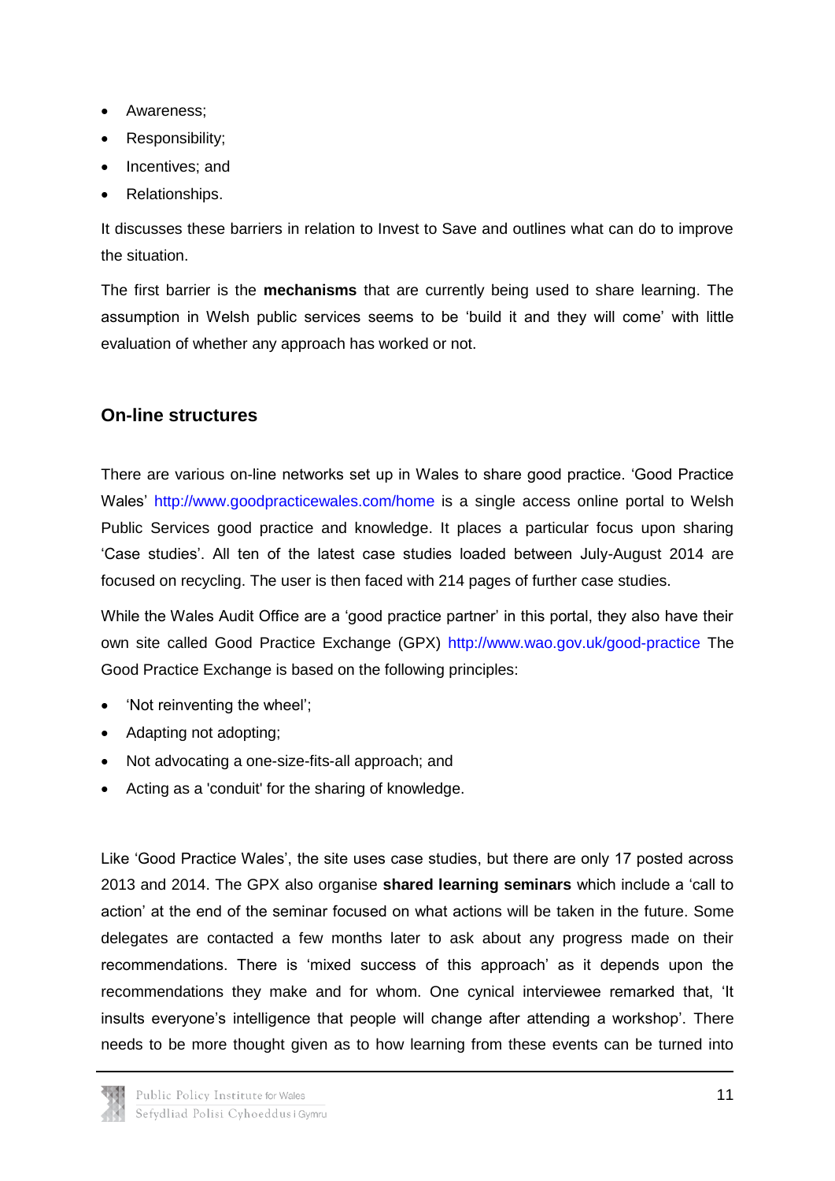- Awareness;
- Responsibility;
- Incentives; and
- Relationships.

It discusses these barriers in relation to Invest to Save and outlines what can do to improve the situation.

The first barrier is the **mechanisms** that are currently being used to share learning. The assumption in Welsh public services seems to be 'build it and they will come' with little evaluation of whether any approach has worked or not.

## On-line structures

There are various on-line networks set up in Wales to share good practice. 'Good Practice Wales' http://www.goodpracticewales.com/home is a single access online portal to Welsh Public Services good practice and knowledge. It places a particular focus upon sharing 'Case studies'. All ten of the latest case studies loaded between July-August 2014 are focused on recycling. The user is then faced with 214 pages of further case studies.

While the Wales Audit Office are a 'good practice partner' in this portal, they also have their own site called Good Practice Exchange (GPX) http://www.wao.gov.uk/good-practice The Good Practice Exchange is based on the following principles:

- 'Not reinventing the wheel';
- Adapting not adopting;
- Not advocating a one-size-fits-all approach; and
- Acting as a 'conduit' for the sharing of knowledge.

Like 'Good Practice Wales', the site uses case studies, but there are only 17 posted across 2013 and 2014. The GPX also organise **shared learning seminars** which include a 'call to action' at the end of the seminar focused on what actions will be taken in the future. Some delegates are contacted a few months later to ask about any progress made on their recommendations. There is 'mixed success of this approach' as it depends upon the recommendations they make and for whom. One cynical interviewee remarked that, 'It insults everyone's intelligence that people will change after attending a workshop'. There needs to be more thought given as to how learning from these events can be turned into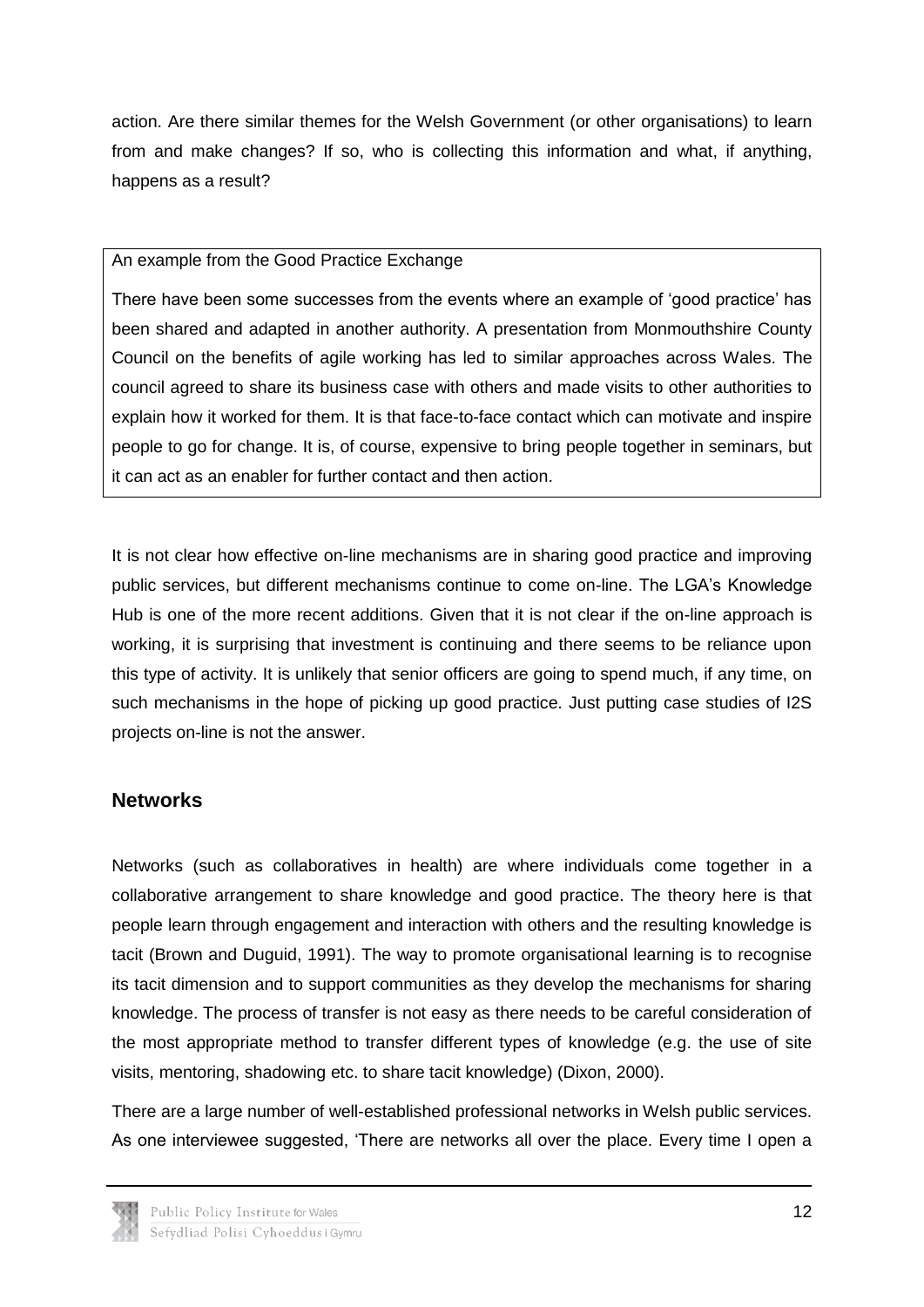action. Are there similar themes for the Welsh Government (or other organisations) to learn from and make changes? If so, who is collecting this information and what, if anything, happens as a result?

> An example from the Good Practice Exchange
>
> There have been some successes from the events where an example of 'good practice' has been shared and adapted in another authority. A presentation from Monmouthshire County Council on the benefits of agile working has led to similar approaches across Wales. The council agreed to share its business case with others and made visits to other authorities to explain how it worked for them. It is that face-to-face contact which can motivate and inspire people to go for change. It is, of course, expensive to bring people together in seminars, but it can act as an enabler for further contact and then action.

It is not clear how effective on-line mechanisms are in sharing good practice and improving public services, but different mechanisms continue to come on-line. The LGA's Knowledge Hub is one of the more recent additions. Given that it is not clear if the on-line approach is working, it is surprising that investment is continuing and there seems to be reliance upon this type of activity. It is unlikely that senior officers are going to spend much, if any time, on such mechanisms in the hope of picking up good practice. Just putting case studies of I2S projects on-line is not the answer.

## Networks

Networks (such as collaboratives in health) are where individuals come together in a collaborative arrangement to share knowledge and good practice. The theory here is that people learn through engagement and interaction with others and the resulting knowledge is tacit (Brown and Duguid, 1991). The way to promote organisational learning is to recognise its tacit dimension and to support communities as they develop the mechanisms for sharing knowledge. The process of transfer is not easy as there needs to be careful consideration of the most appropriate method to transfer different types of knowledge (e.g. the use of site visits, mentoring, shadowing etc. to share tacit knowledge) (Dixon, 2000).

There are a large number of well-established professional networks in Welsh public services. As one interviewee suggested, 'There are networks all over the place. Every time I open a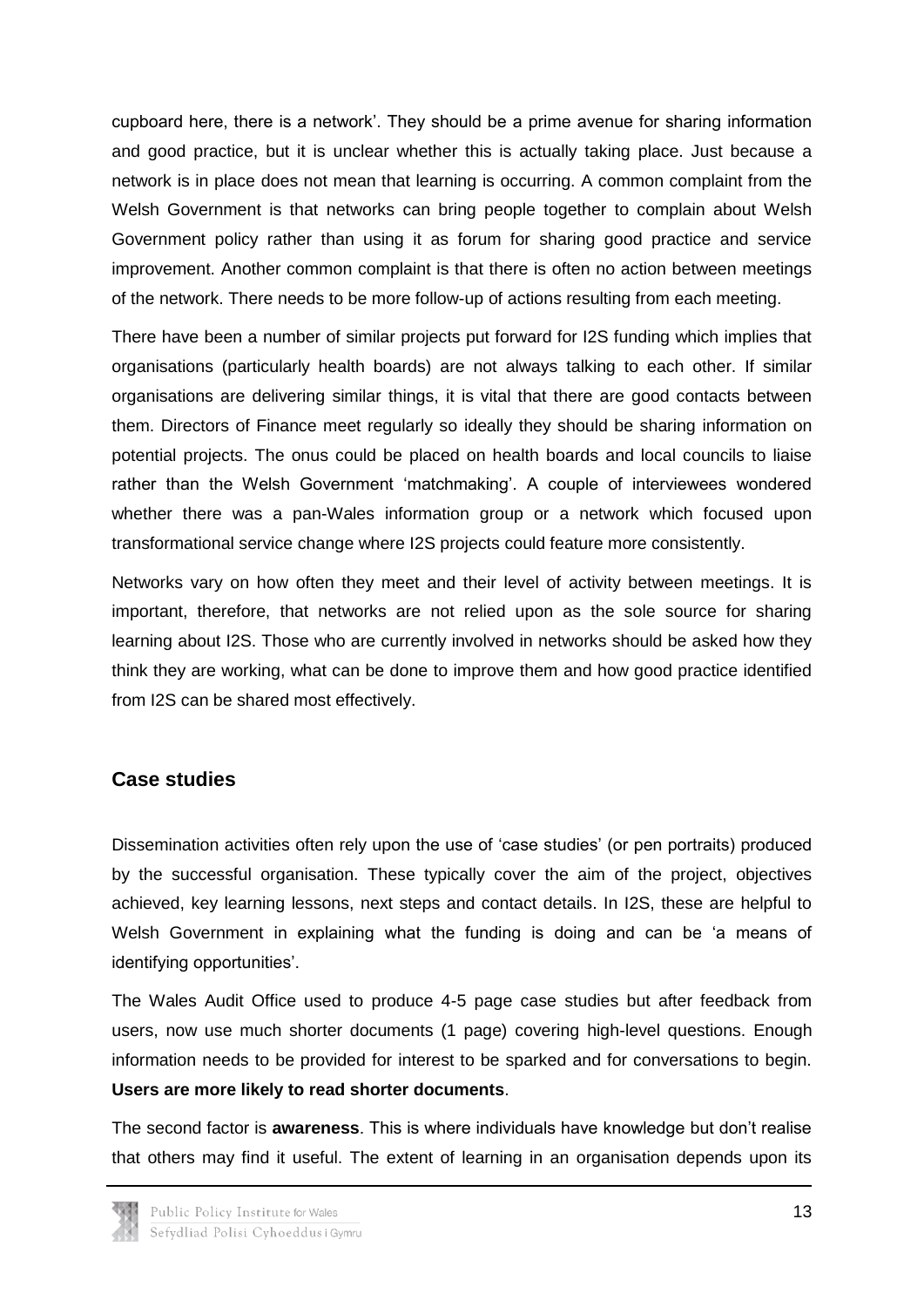cupboard here, there is a network'. They should be a prime avenue for sharing information and good practice, but it is unclear whether this is actually taking place. Just because a network is in place does not mean that learning is occurring. A common complaint from the Welsh Government is that networks can bring people together to complain about Welsh Government policy rather than using it as forum for sharing good practice and service improvement. Another common complaint is that there is often no action between meetings of the network. There needs to be more follow-up of actions resulting from each meeting.

There have been a number of similar projects put forward for I2S funding which implies that organisations (particularly health boards) are not always talking to each other. If similar organisations are delivering similar things, it is vital that there are good contacts between them. Directors of Finance meet regularly so ideally they should be sharing information on potential projects. The onus could be placed on health boards and local councils to liaise rather than the Welsh Government 'matchmaking'. A couple of interviewees wondered whether there was a pan-Wales information group or a network which focused upon transformational service change where I2S projects could feature more consistently.

Networks vary on how often they meet and their level of activity between meetings. It is important, therefore, that networks are not relied upon as the sole source for sharing learning about I2S. Those who are currently involved in networks should be asked how they think they are working, what can be done to improve them and how good practice identified from I2S can be shared most effectively.

## Case studies

Dissemination activities often rely upon the use of 'case studies' (or pen portraits) produced by the successful organisation. These typically cover the aim of the project, objectives achieved, key learning lessons, next steps and contact details. In I2S, these are helpful to Welsh Government in explaining what the funding is doing and can be 'a means of identifying opportunities'.

The Wales Audit Office used to produce 4-5 page case studies but after feedback from users, now use much shorter documents (1 page) covering high-level questions. Enough information needs to be provided for interest to be sparked and for conversations to begin. **Users are more likely to read shorter documents**.

The second factor is **awareness**. This is where individuals have knowledge but don't realise that others may find it useful. The extent of learning in an organisation depends upon its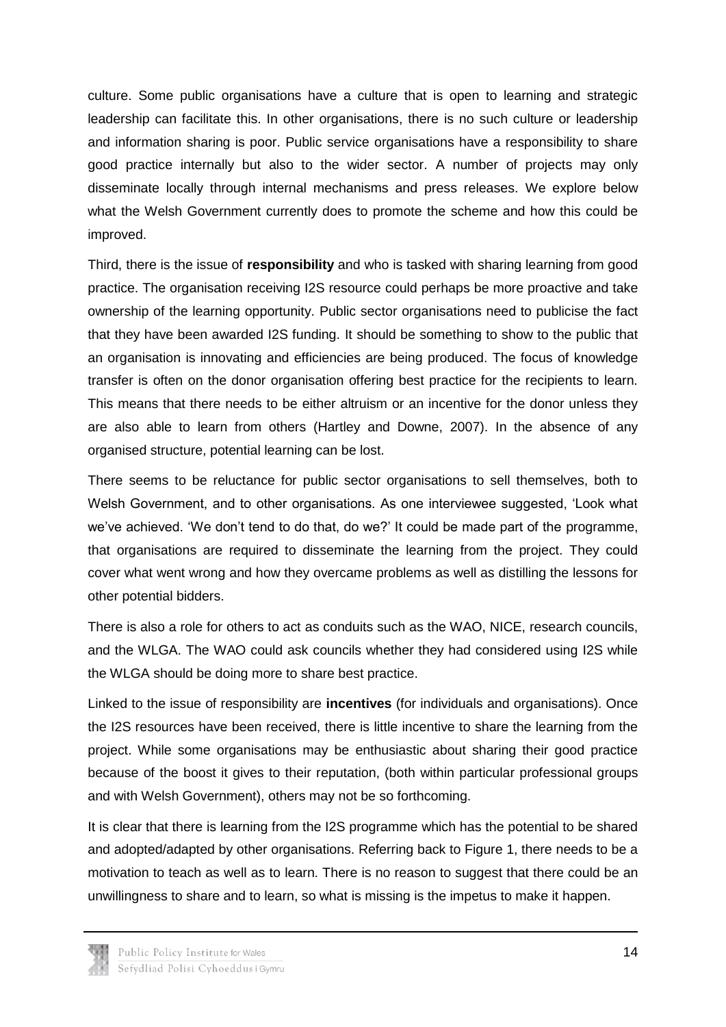culture. Some public organisations have a culture that is open to learning and strategic leadership can facilitate this. In other organisations, there is no such culture or leadership and information sharing is poor. Public service organisations have a responsibility to share good practice internally but also to the wider sector. A number of projects may only disseminate locally through internal mechanisms and press releases. We explore below what the Welsh Government currently does to promote the scheme and how this could be improved.

Third, there is the issue of **responsibility** and who is tasked with sharing learning from good practice. The organisation receiving I2S resource could perhaps be more proactive and take ownership of the learning opportunity. Public sector organisations need to publicise the fact that they have been awarded I2S funding. It should be something to show to the public that an organisation is innovating and efficiencies are being produced. The focus of knowledge transfer is often on the donor organisation offering best practice for the recipients to learn. This means that there needs to be either altruism or an incentive for the donor unless they are also able to learn from others (Hartley and Downe, 2007). In the absence of any organised structure, potential learning can be lost.

There seems to be reluctance for public sector organisations to sell themselves, both to Welsh Government, and to other organisations. As one interviewee suggested, 'Look what we've achieved. 'We don't tend to do that, do we?' It could be made part of the programme, that organisations are required to disseminate the learning from the project. They could cover what went wrong and how they overcame problems as well as distilling the lessons for other potential bidders.

There is also a role for others to act as conduits such as the WAO, NICE, research councils, and the WLGA. The WAO could ask councils whether they had considered using I2S while the WLGA should be doing more to share best practice.

Linked to the issue of responsibility are **incentives** (for individuals and organisations). Once the I2S resources have been received, there is little incentive to share the learning from the project. While some organisations may be enthusiastic about sharing their good practice because of the boost it gives to their reputation, (both within particular professional groups and with Welsh Government), others may not be so forthcoming.

It is clear that there is learning from the I2S programme which has the potential to be shared and adopted/adapted by other organisations. Referring back to Figure 1, there needs to be a motivation to teach as well as to learn. There is no reason to suggest that there could be an unwillingness to share and to learn, so what is missing is the impetus to make it happen.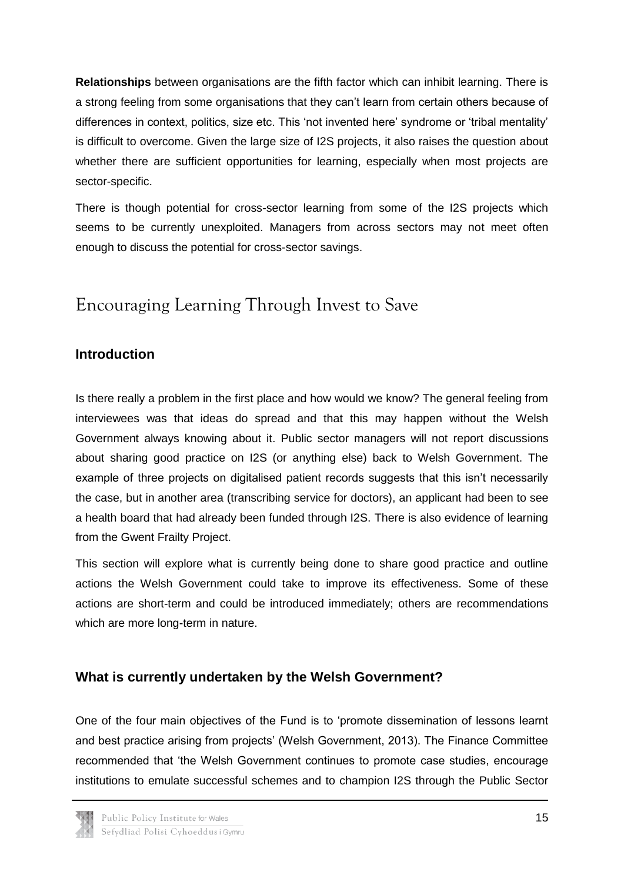**Relationships** between organisations are the fifth factor which can inhibit learning. There is a strong feeling from some organisations that they can't learn from certain others because of differences in context, politics, size etc. This 'not invented here' syndrome or 'tribal mentality' is difficult to overcome. Given the large size of I2S projects, it also raises the question about whether there are sufficient opportunities for learning, especially when most projects are sector-specific.

There is though potential for cross-sector learning from some of the I2S projects which seems to be currently unexploited. Managers from across sectors may not meet often enough to discuss the potential for cross-sector savings.

# Encouraging Learning Through Invest to Save

## Introduction

Is there really a problem in the first place and how would we know? The general feeling from interviewees was that ideas do spread and that this may happen without the Welsh Government always knowing about it. Public sector managers will not report discussions about sharing good practice on I2S (or anything else) back to Welsh Government. The example of three projects on digitalised patient records suggests that this isn't necessarily the case, but in another area (transcribing service for doctors), an applicant had been to see a health board that had already been funded through I2S. There is also evidence of learning from the Gwent Frailty Project.

This section will explore what is currently being done to share good practice and outline actions the Welsh Government could take to improve its effectiveness. Some of these actions are short-term and could be introduced immediately; others are recommendations which are more long-term in nature.

## What is currently undertaken by the Welsh Government?

One of the four main objectives of the Fund is to 'promote dissemination of lessons learnt and best practice arising from projects' (Welsh Government, 2013). The Finance Committee recommended that 'the Welsh Government continues to promote case studies, encourage institutions to emulate successful schemes and to champion I2S through the Public Sector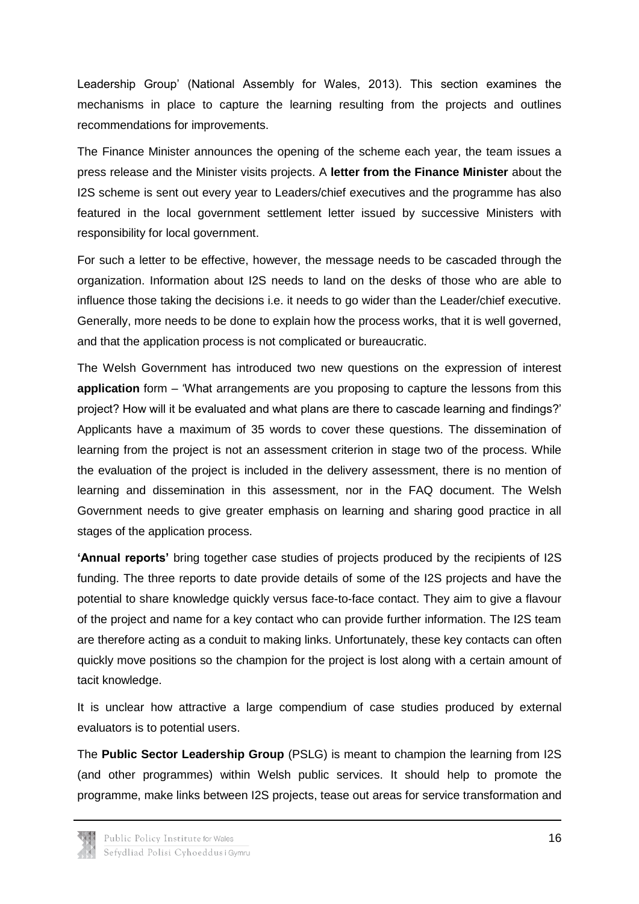Leadership Group' (National Assembly for Wales, 2013). This section examines the mechanisms in place to capture the learning resulting from the projects and outlines recommendations for improvements.

The Finance Minister announces the opening of the scheme each year, the team issues a press release and the Minister visits projects. A **letter from the Finance Minister** about the I2S scheme is sent out every year to Leaders/chief executives and the programme has also featured in the local government settlement letter issued by successive Ministers with responsibility for local government.

For such a letter to be effective, however, the message needs to be cascaded through the organization. Information about I2S needs to land on the desks of those who are able to influence those taking the decisions i.e. it needs to go wider than the Leader/chief executive. Generally, more needs to be done to explain how the process works, that it is well governed, and that the application process is not complicated or bureaucratic.

The Welsh Government has introduced two new questions on the expression of interest **application** form – 'What arrangements are you proposing to capture the lessons from this project? How will it be evaluated and what plans are there to cascade learning and findings?' Applicants have a maximum of 35 words to cover these questions. The dissemination of learning from the project is not an assessment criterion in stage two of the process. While the evaluation of the project is included in the delivery assessment, there is no mention of learning and dissemination in this assessment, nor in the FAQ document. The Welsh Government needs to give greater emphasis on learning and sharing good practice in all stages of the application process.

**'Annual reports'** bring together case studies of projects produced by the recipients of I2S funding. The three reports to date provide details of some of the I2S projects and have the potential to share knowledge quickly versus face-to-face contact. They aim to give a flavour of the project and name for a key contact who can provide further information. The I2S team are therefore acting as a conduit to making links. Unfortunately, these key contacts can often quickly move positions so the champion for the project is lost along with a certain amount of tacit knowledge.

It is unclear how attractive a large compendium of case studies produced by external evaluators is to potential users.

The **Public Sector Leadership Group** (PSLG) is meant to champion the learning from I2S (and other programmes) within Welsh public services. It should help to promote the programme, make links between I2S projects, tease out areas for service transformation and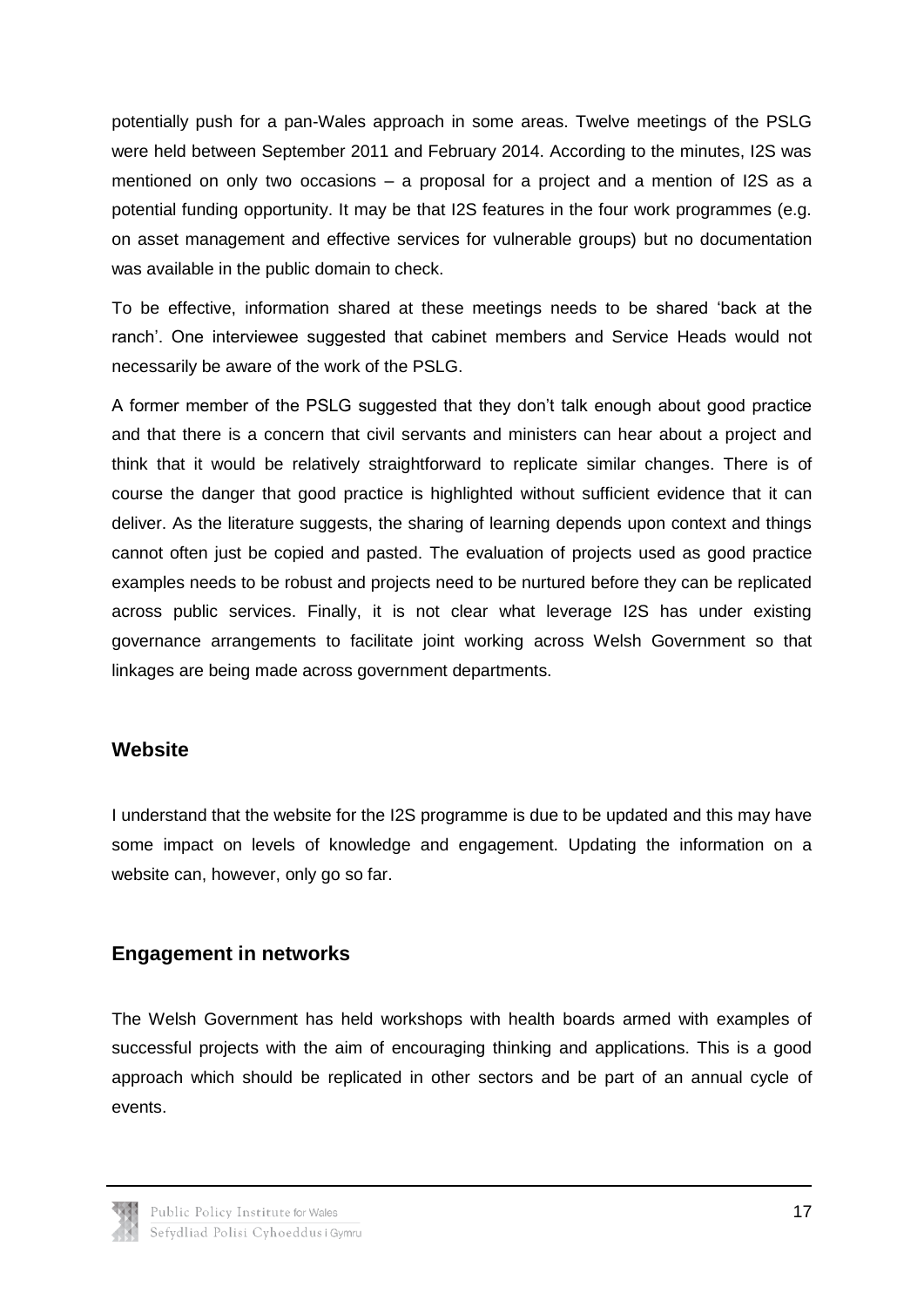potentially push for a pan-Wales approach in some areas. Twelve meetings of the PSLG were held between September 2011 and February 2014. According to the minutes, I2S was mentioned on only two occasions – a proposal for a project and a mention of I2S as a potential funding opportunity. It may be that I2S features in the four work programmes (e.g. on asset management and effective services for vulnerable groups) but no documentation was available in the public domain to check.

To be effective, information shared at these meetings needs to be shared 'back at the ranch'. One interviewee suggested that cabinet members and Service Heads would not necessarily be aware of the work of the PSLG.

A former member of the PSLG suggested that they don't talk enough about good practice and that there is a concern that civil servants and ministers can hear about a project and think that it would be relatively straightforward to replicate similar changes. There is of course the danger that good practice is highlighted without sufficient evidence that it can deliver. As the literature suggests, the sharing of learning depends upon context and things cannot often just be copied and pasted. The evaluation of projects used as good practice examples needs to be robust and projects need to be nurtured before they can be replicated across public services. Finally, it is not clear what leverage I2S has under existing governance arrangements to facilitate joint working across Welsh Government so that linkages are being made across government departments.

## Website

I understand that the website for the I2S programme is due to be updated and this may have some impact on levels of knowledge and engagement. Updating the information on a website can, however, only go so far.

## Engagement in networks

The Welsh Government has held workshops with health boards armed with examples of successful projects with the aim of encouraging thinking and applications. This is a good approach which should be replicated in other sectors and be part of an annual cycle of events.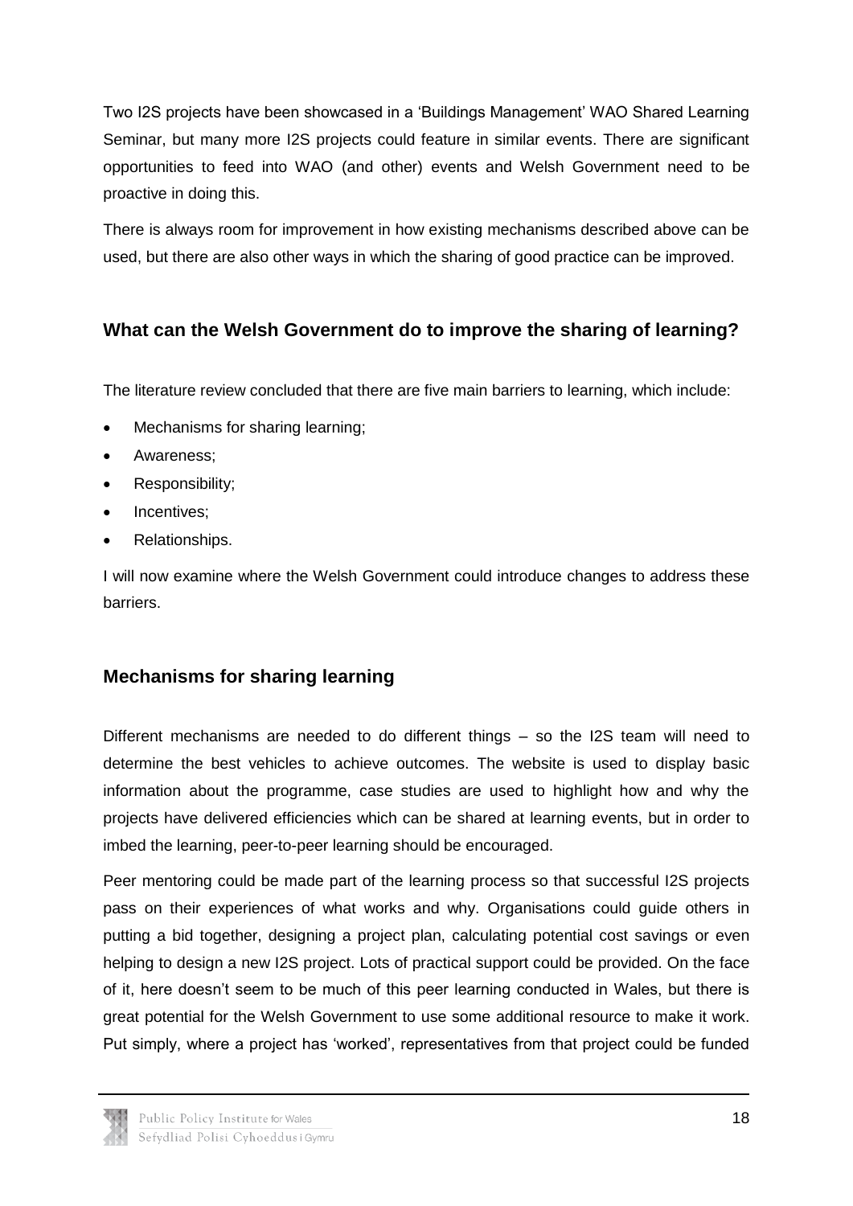Two I2S projects have been showcased in a 'Buildings Management' WAO Shared Learning Seminar, but many more I2S projects could feature in similar events. There are significant opportunities to feed into WAO (and other) events and Welsh Government need to be proactive in doing this.

There is always room for improvement in how existing mechanisms described above can be used, but there are also other ways in which the sharing of good practice can be improved.

## What can the Welsh Government do to improve the sharing of learning?

The literature review concluded that there are five main barriers to learning, which include:

- Mechanisms for sharing learning;
- Awareness;
- Responsibility;
- Incentives;
- Relationships.

I will now examine where the Welsh Government could introduce changes to address these barriers.

## Mechanisms for sharing learning

Different mechanisms are needed to do different things – so the I2S team will need to determine the best vehicles to achieve outcomes. The website is used to display basic information about the programme, case studies are used to highlight how and why the projects have delivered efficiencies which can be shared at learning events, but in order to imbed the learning, peer-to-peer learning should be encouraged.

Peer mentoring could be made part of the learning process so that successful I2S projects pass on their experiences of what works and why. Organisations could guide others in putting a bid together, designing a project plan, calculating potential cost savings or even helping to design a new I2S project. Lots of practical support could be provided. On the face of it, here doesn't seem to be much of this peer learning conducted in Wales, but there is great potential for the Welsh Government to use some additional resource to make it work. Put simply, where a project has 'worked', representatives from that project could be funded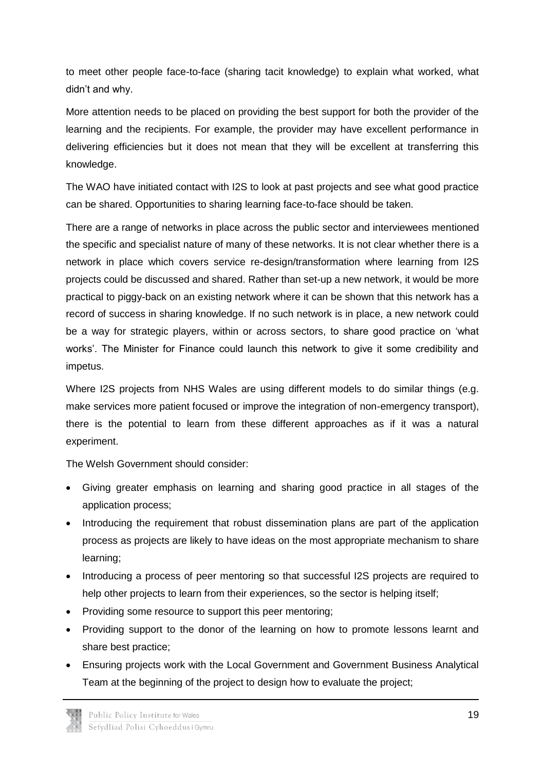to meet other people face-to-face (sharing tacit knowledge) to explain what worked, what didn't and why.

More attention needs to be placed on providing the best support for both the provider of the learning and the recipients. For example, the provider may have excellent performance in delivering efficiencies but it does not mean that they will be excellent at transferring this knowledge.

The WAO have initiated contact with I2S to look at past projects and see what good practice can be shared. Opportunities to sharing learning face-to-face should be taken.

There are a range of networks in place across the public sector and interviewees mentioned the specific and specialist nature of many of these networks. It is not clear whether there is a network in place which covers service re-design/transformation where learning from I2S projects could be discussed and shared. Rather than set-up a new network, it would be more practical to piggy-back on an existing network where it can be shown that this network has a record of success in sharing knowledge. If no such network is in place, a new network could be a way for strategic players, within or across sectors, to share good practice on 'what works'. The Minister for Finance could launch this network to give it some credibility and impetus.

Where I2S projects from NHS Wales are using different models to do similar things (e.g. make services more patient focused or improve the integration of non-emergency transport), there is the potential to learn from these different approaches as if it was a natural experiment.

The Welsh Government should consider:

- Giving greater emphasis on learning and sharing good practice in all stages of the application process;
- Introducing the requirement that robust dissemination plans are part of the application process as projects are likely to have ideas on the most appropriate mechanism to share learning;
- Introducing a process of peer mentoring so that successful I2S projects are required to help other projects to learn from their experiences, so the sector is helping itself;
- Providing some resource to support this peer mentoring;
- Providing support to the donor of the learning on how to promote lessons learnt and share best practice;
- Ensuring projects work with the Local Government and Government Business Analytical Team at the beginning of the project to design how to evaluate the project;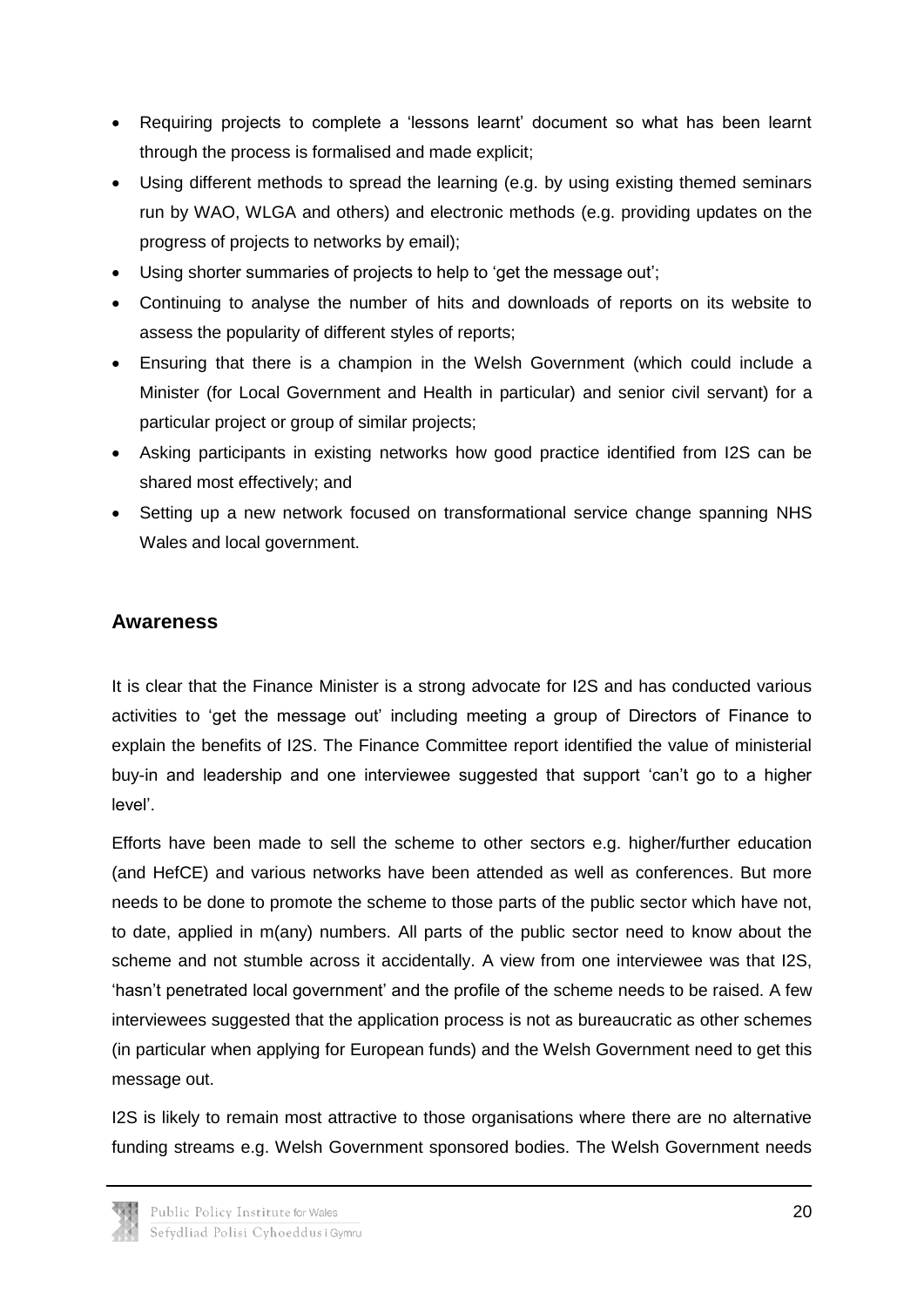- Requiring projects to complete a 'lessons learnt' document so what has been learnt through the process is formalised and made explicit;
- Using different methods to spread the learning (e.g. by using existing themed seminars run by WAO, WLGA and others) and electronic methods (e.g. providing updates on the progress of projects to networks by email);
- Using shorter summaries of projects to help to 'get the message out';
- Continuing to analyse the number of hits and downloads of reports on its website to assess the popularity of different styles of reports;
- Ensuring that there is a champion in the Welsh Government (which could include a Minister (for Local Government and Health in particular) and senior civil servant) for a particular project or group of similar projects;
- Asking participants in existing networks how good practice identified from I2S can be shared most effectively; and
- Setting up a new network focused on transformational service change spanning NHS Wales and local government.

## Awareness

It is clear that the Finance Minister is a strong advocate for I2S and has conducted various activities to 'get the message out' including meeting a group of Directors of Finance to explain the benefits of I2S. The Finance Committee report identified the value of ministerial buy-in and leadership and one interviewee suggested that support 'can't go to a higher level'.

Efforts have been made to sell the scheme to other sectors e.g. higher/further education (and HefCE) and various networks have been attended as well as conferences. But more needs to be done to promote the scheme to those parts of the public sector which have not, to date, applied in m(any) numbers. All parts of the public sector need to know about the scheme and not stumble across it accidentally. A view from one interviewee was that I2S, 'hasn't penetrated local government' and the profile of the scheme needs to be raised. A few interviewees suggested that the application process is not as bureaucratic as other schemes (in particular when applying for European funds) and the Welsh Government need to get this message out.

I2S is likely to remain most attractive to those organisations where there are no alternative funding streams e.g. Welsh Government sponsored bodies. The Welsh Government needs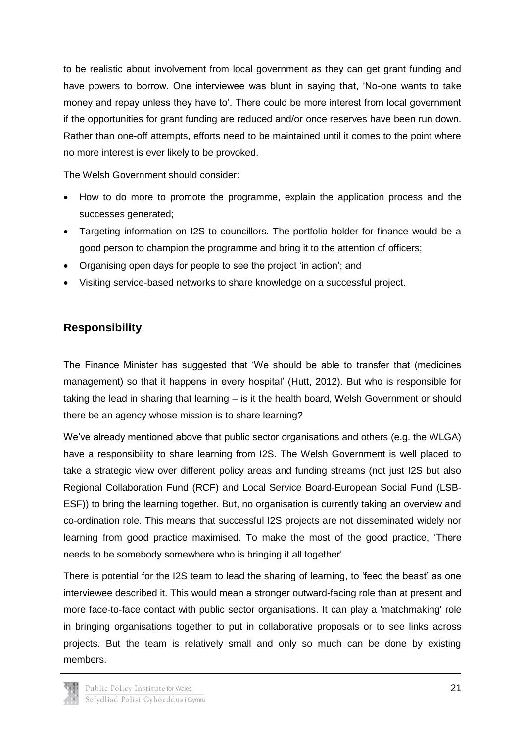to be realistic about involvement from local government as they can get grant funding and have powers to borrow. One interviewee was blunt in saying that, 'No-one wants to take money and repay unless they have to'. There could be more interest from local government if the opportunities for grant funding are reduced and/or once reserves have been run down. Rather than one-off attempts, efforts need to be maintained until it comes to the point where no more interest is ever likely to be provoked.

The Welsh Government should consider:

- How to do more to promote the programme, explain the application process and the successes generated;
- Targeting information on I2S to councillors. The portfolio holder for finance would be a good person to champion the programme and bring it to the attention of officers;
- Organising open days for people to see the project 'in action'; and
- Visiting service-based networks to share knowledge on a successful project.

## Responsibility

The Finance Minister has suggested that 'We should be able to transfer that (medicines management) so that it happens in every hospital' (Hutt, 2012). But who is responsible for taking the lead in sharing that learning – is it the health board, Welsh Government or should there be an agency whose mission is to share learning?

We've already mentioned above that public sector organisations and others (e.g. the WLGA) have a responsibility to share learning from I2S. The Welsh Government is well placed to take a strategic view over different policy areas and funding streams (not just I2S but also Regional Collaboration Fund (RCF) and Local Service Board-European Social Fund (LSB-ESF)) to bring the learning together. But, no organisation is currently taking an overview and co-ordination role. This means that successful I2S projects are not disseminated widely nor learning from good practice maximised. To make the most of the good practice, 'There needs to be somebody somewhere who is bringing it all together'.

There is potential for the I2S team to lead the sharing of learning, to 'feed the beast' as one interviewee described it. This would mean a stronger outward-facing role than at present and more face-to-face contact with public sector organisations. It can play a 'matchmaking' role in bringing organisations together to put in collaborative proposals or to see links across projects. But the team is relatively small and only so much can be done by existing members.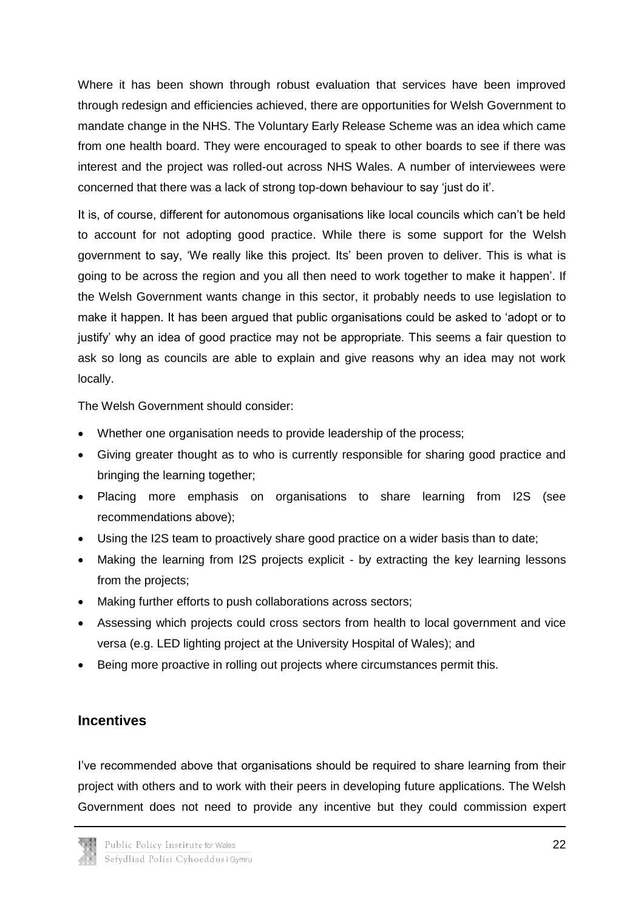Where it has been shown through robust evaluation that services have been improved through redesign and efficiencies achieved, there are opportunities for Welsh Government to mandate change in the NHS. The Voluntary Early Release Scheme was an idea which came from one health board. They were encouraged to speak to other boards to see if there was interest and the project was rolled-out across NHS Wales. A number of interviewees were concerned that there was a lack of strong top-down behaviour to say 'just do it'.

It is, of course, different for autonomous organisations like local councils which can't be held to account for not adopting good practice. While there is some support for the Welsh government to say, 'We really like this project. Its' been proven to deliver. This is what is going to be across the region and you all then need to work together to make it happen'. If the Welsh Government wants change in this sector, it probably needs to use legislation to make it happen. It has been argued that public organisations could be asked to 'adopt or to justify' why an idea of good practice may not be appropriate. This seems a fair question to ask so long as councils are able to explain and give reasons why an idea may not work locally.

The Welsh Government should consider:

- Whether one organisation needs to provide leadership of the process;
- Giving greater thought as to who is currently responsible for sharing good practice and bringing the learning together;
- Placing more emphasis on organisations to share learning from I2S (see recommendations above);
- Using the I2S team to proactively share good practice on a wider basis than to date;
- Making the learning from I2S projects explicit - by extracting the key learning lessons from the projects;
- Making further efforts to push collaborations across sectors;
- Assessing which projects could cross sectors from health to local government and vice versa (e.g. LED lighting project at the University Hospital of Wales); and
- Being more proactive in rolling out projects where circumstances permit this.

## Incentives

I've recommended above that organisations should be required to share learning from their project with others and to work with their peers in developing future applications. The Welsh Government does not need to provide any incentive but they could commission expert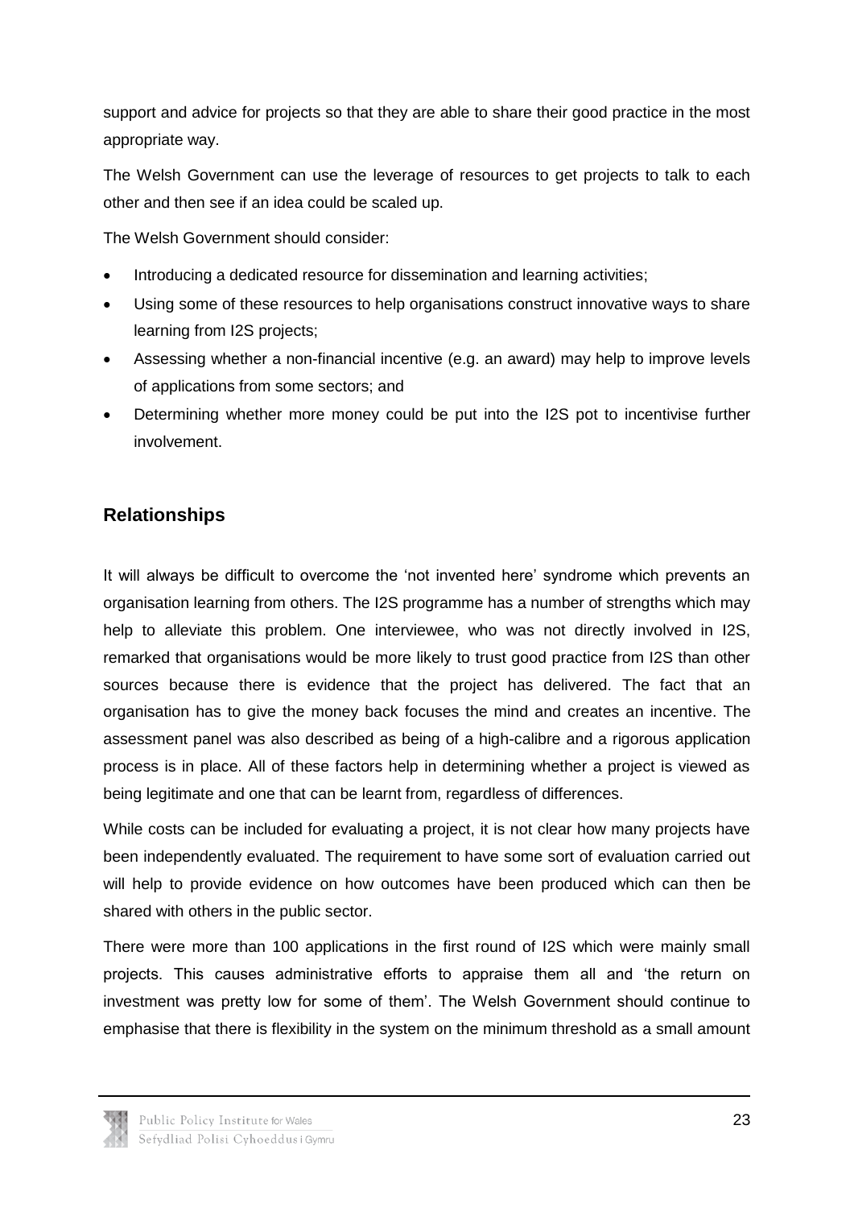support and advice for projects so that they are able to share their good practice in the most appropriate way.

The Welsh Government can use the leverage of resources to get projects to talk to each other and then see if an idea could be scaled up.

The Welsh Government should consider:

- Introducing a dedicated resource for dissemination and learning activities;
- Using some of these resources to help organisations construct innovative ways to share learning from I2S projects;
- Assessing whether a non-financial incentive (e.g. an award) may help to improve levels of applications from some sectors; and
- Determining whether more money could be put into the I2S pot to incentivise further involvement.

## Relationships

It will always be difficult to overcome the 'not invented here' syndrome which prevents an organisation learning from others. The I2S programme has a number of strengths which may help to alleviate this problem. One interviewee, who was not directly involved in I2S, remarked that organisations would be more likely to trust good practice from I2S than other sources because there is evidence that the project has delivered. The fact that an organisation has to give the money back focuses the mind and creates an incentive. The assessment panel was also described as being of a high-calibre and a rigorous application process is in place. All of these factors help in determining whether a project is viewed as being legitimate and one that can be learnt from, regardless of differences.

While costs can be included for evaluating a project, it is not clear how many projects have been independently evaluated. The requirement to have some sort of evaluation carried out will help to provide evidence on how outcomes have been produced which can then be shared with others in the public sector.

There were more than 100 applications in the first round of I2S which were mainly small projects. This causes administrative efforts to appraise them all and 'the return on investment was pretty low for some of them'. The Welsh Government should continue to emphasise that there is flexibility in the system on the minimum threshold as a small amount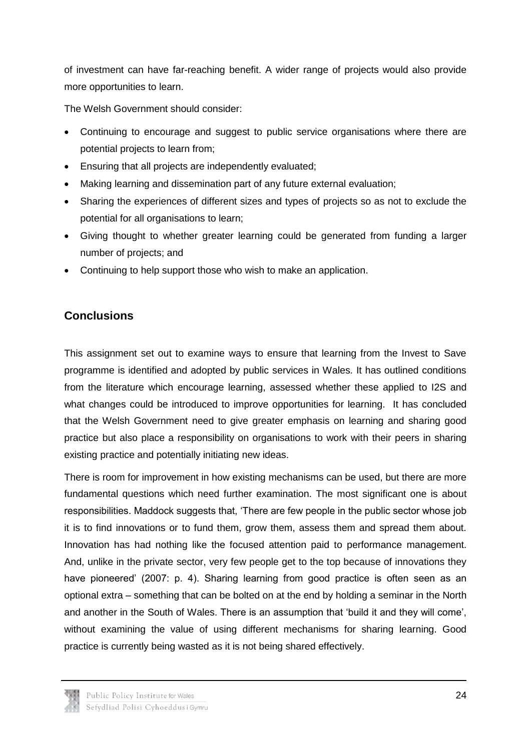of investment can have far-reaching benefit. A wider range of projects would also provide more opportunities to learn.

The Welsh Government should consider:

- Continuing to encourage and suggest to public service organisations where there are potential projects to learn from;
- Ensuring that all projects are independently evaluated;
- Making learning and dissemination part of any future external evaluation;
- Sharing the experiences of different sizes and types of projects so as not to exclude the potential for all organisations to learn;
- Giving thought to whether greater learning could be generated from funding a larger number of projects; and
- Continuing to help support those who wish to make an application.

## Conclusions

This assignment set out to examine ways to ensure that learning from the Invest to Save programme is identified and adopted by public services in Wales. It has outlined conditions from the literature which encourage learning, assessed whether these applied to I2S and what changes could be introduced to improve opportunities for learning. It has concluded that the Welsh Government need to give greater emphasis on learning and sharing good practice but also place a responsibility on organisations to work with their peers in sharing existing practice and potentially initiating new ideas.

There is room for improvement in how existing mechanisms can be used, but there are more fundamental questions which need further examination. The most significant one is about responsibilities. Maddock suggests that, 'There are few people in the public sector whose job it is to find innovations or to fund them, grow them, assess them and spread them about. Innovation has had nothing like the focused attention paid to performance management. And, unlike in the private sector, very few people get to the top because of innovations they have pioneered' (2007: p. 4). Sharing learning from good practice is often seen as an optional extra – something that can be bolted on at the end by holding a seminar in the North and another in the South of Wales. There is an assumption that 'build it and they will come', without examining the value of using different mechanisms for sharing learning. Good practice is currently being wasted as it is not being shared effectively.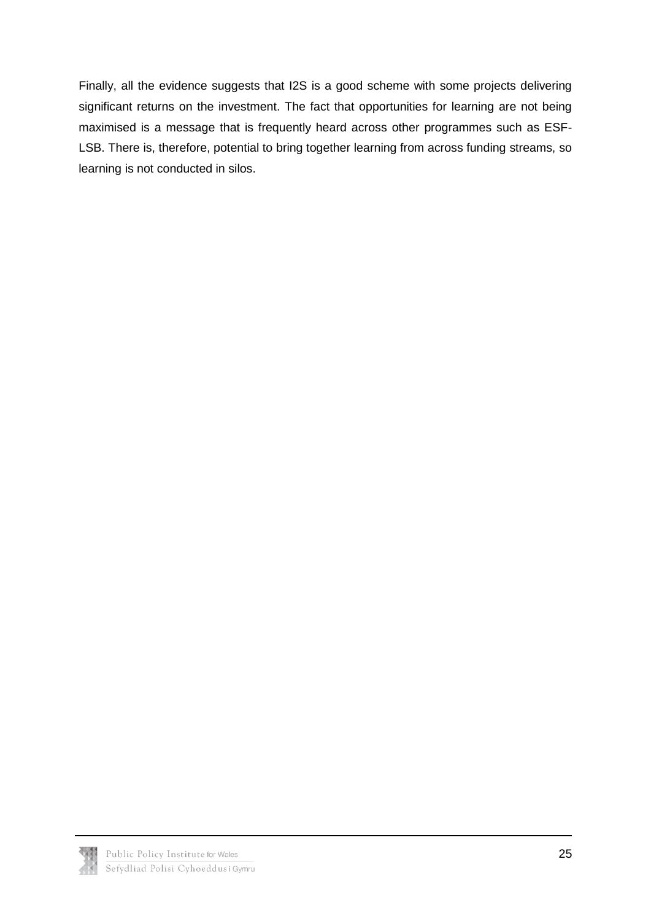Finally, all the evidence suggests that I2S is a good scheme with some projects delivering significant returns on the investment. The fact that opportunities for learning are not being maximised is a message that is frequently heard across other programmes such as ESF-LSB. There is, therefore, potential to bring together learning from across funding streams, so learning is not conducted in silos.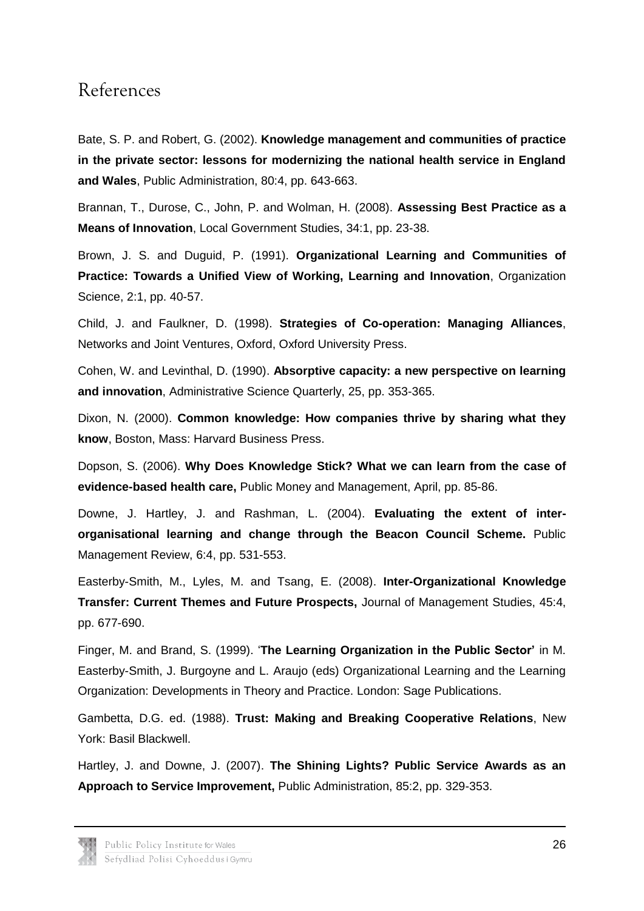# References

Bate, S. P. and Robert, G. (2002). **Knowledge management and communities of practice in the private sector: lessons for modernizing the national health service in England and Wales**, Public Administration, 80:4, pp. 643-663.

Brannan, T., Durose, C., John, P. and Wolman, H. (2008). **Assessing Best Practice as a Means of Innovation**, Local Government Studies, 34:1, pp. 23-38.

Brown, J. S. and Duguid, P. (1991). **Organizational Learning and Communities of Practice: Towards a Unified View of Working, Learning and Innovation**, Organization Science, 2:1, pp. 40-57.

Child, J. and Faulkner, D. (1998). **Strategies of Co-operation: Managing Alliances**, Networks and Joint Ventures, Oxford, Oxford University Press.

Cohen, W. and Levinthal, D. (1990). **Absorptive capacity: a new perspective on learning and innovation**, Administrative Science Quarterly, 25, pp. 353-365.

Dixon, N. (2000). **Common knowledge: How companies thrive by sharing what they know**, Boston, Mass: Harvard Business Press.

Dopson, S. (2006). **Why Does Knowledge Stick? What we can learn from the case of evidence-based health care,** Public Money and Management, April, pp. 85-86.

Downe, J. Hartley, J. and Rashman, L. (2004). **Evaluating the extent of inter-organisational learning and change through the Beacon Council Scheme.** Public Management Review, 6:4, pp. 531-553.

Easterby-Smith, M., Lyles, M. and Tsang, E. (2008). **Inter-Organizational Knowledge Transfer: Current Themes and Future Prospects,** Journal of Management Studies, 45:4, pp. 677-690.

Finger, M. and Brand, S. (1999). '**The Learning Organization in the Public Sector'** in M. Easterby-Smith, J. Burgoyne and L. Araujo (eds) Organizational Learning and the Learning Organization: Developments in Theory and Practice. London: Sage Publications.

Gambetta, D.G. ed. (1988). **Trust: Making and Breaking Cooperative Relations**, New York: Basil Blackwell.

Hartley, J. and Downe, J. (2007). **The Shining Lights? Public Service Awards as an Approach to Service Improvement,** Public Administration, 85:2, pp. 329-353.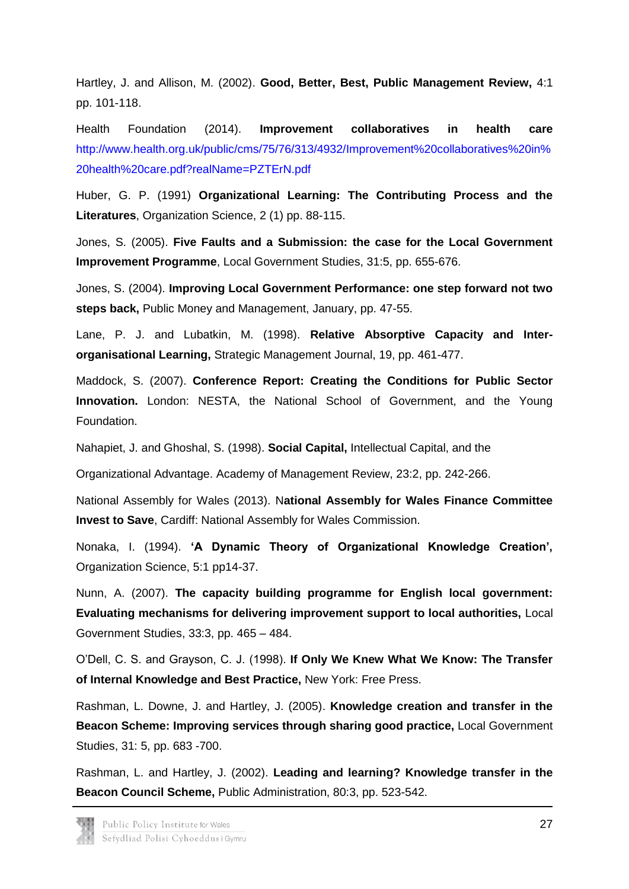Hartley, J. and Allison, M. (2002). **Good, Better, Best, Public Management Review,** 4:1 pp. 101-118.

Health Foundation (2014). **Improvement collaboratives in health care** http://www.health.org.uk/public/cms/75/76/313/4932/Improvement%20collaboratives%20in%20health%20care.pdf?realName=PZTErN.pdf

Huber, G. P. (1991) **Organizational Learning: The Contributing Process and the Literatures**, Organization Science, 2 (1) pp. 88-115.

Jones, S. (2005). **Five Faults and a Submission: the case for the Local Government Improvement Programme**, Local Government Studies, 31:5, pp. 655-676.

Jones, S. (2004). **Improving Local Government Performance: one step forward not two steps back,** Public Money and Management, January, pp. 47-55.

Lane, P. J. and Lubatkin, M. (1998). **Relative Absorptive Capacity and Inter-organisational Learning,** Strategic Management Journal, 19, pp. 461-477.

Maddock, S. (2007). **Conference Report: Creating the Conditions for Public Sector Innovation.** London: NESTA, the National School of Government, and the Young Foundation.

Nahapiet, J. and Ghoshal, S. (1998). **Social Capital,** Intellectual Capital, and the

Organizational Advantage. Academy of Management Review, 23:2, pp. 242-266.

National Assembly for Wales (2013). N**ational Assembly for Wales Finance Committee Invest to Save**, Cardiff: National Assembly for Wales Commission.

Nonaka, I. (1994). **'A Dynamic Theory of Organizational Knowledge Creation',** Organization Science, 5:1 pp14-37.

Nunn, A. (2007). **The capacity building programme for English local government: Evaluating mechanisms for delivering improvement support to local authorities,** Local Government Studies, 33:3, pp. 465 – 484.

O'Dell, C. S. and Grayson, C. J. (1998). **If Only We Knew What We Know: The Transfer of Internal Knowledge and Best Practice,** New York: Free Press.

Rashman, L. Downe, J. and Hartley, J. (2005). **Knowledge creation and transfer in the Beacon Scheme: Improving services through sharing good practice,** Local Government Studies, 31: 5, pp. 683 -700.

Rashman, L. and Hartley, J. (2002). **Leading and learning? Knowledge transfer in the Beacon Council Scheme,** Public Administration, 80:3, pp. 523-542.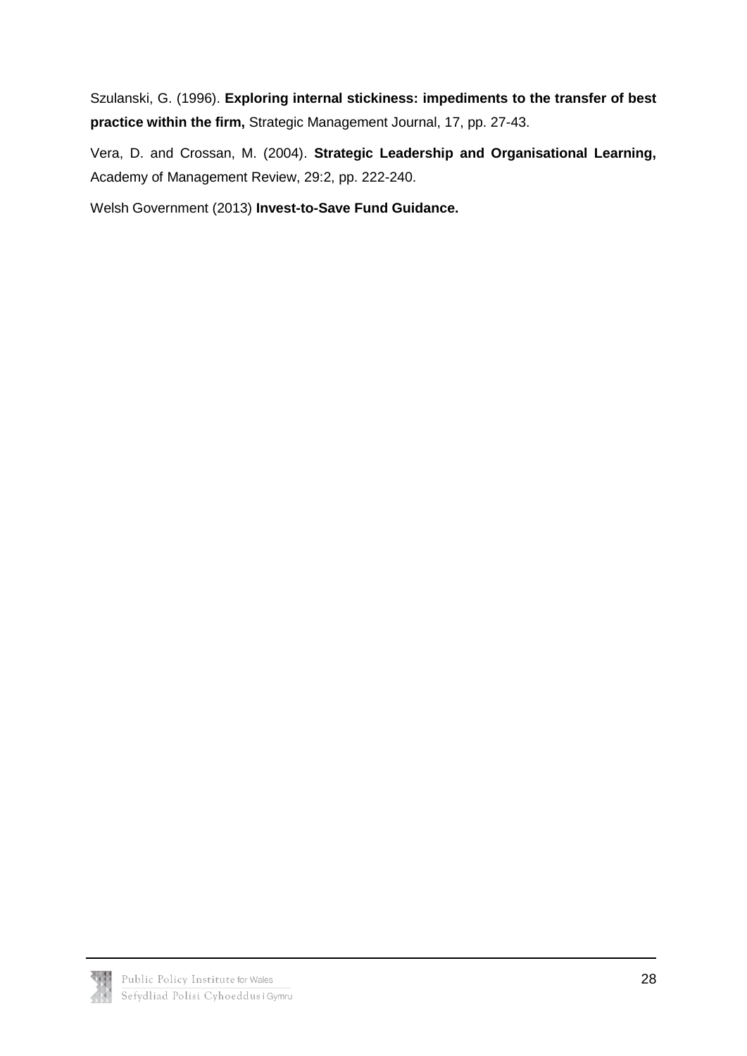Szulanski, G. (1996). **Exploring internal stickiness: impediments to the transfer of best practice within the firm,** Strategic Management Journal, 17, pp. 27-43.

Vera, D. and Crossan, M. (2004). **Strategic Leadership and Organisational Learning,** Academy of Management Review, 29:2, pp. 222-240.

Welsh Government (2013) **Invest-to-Save Fund Guidance.**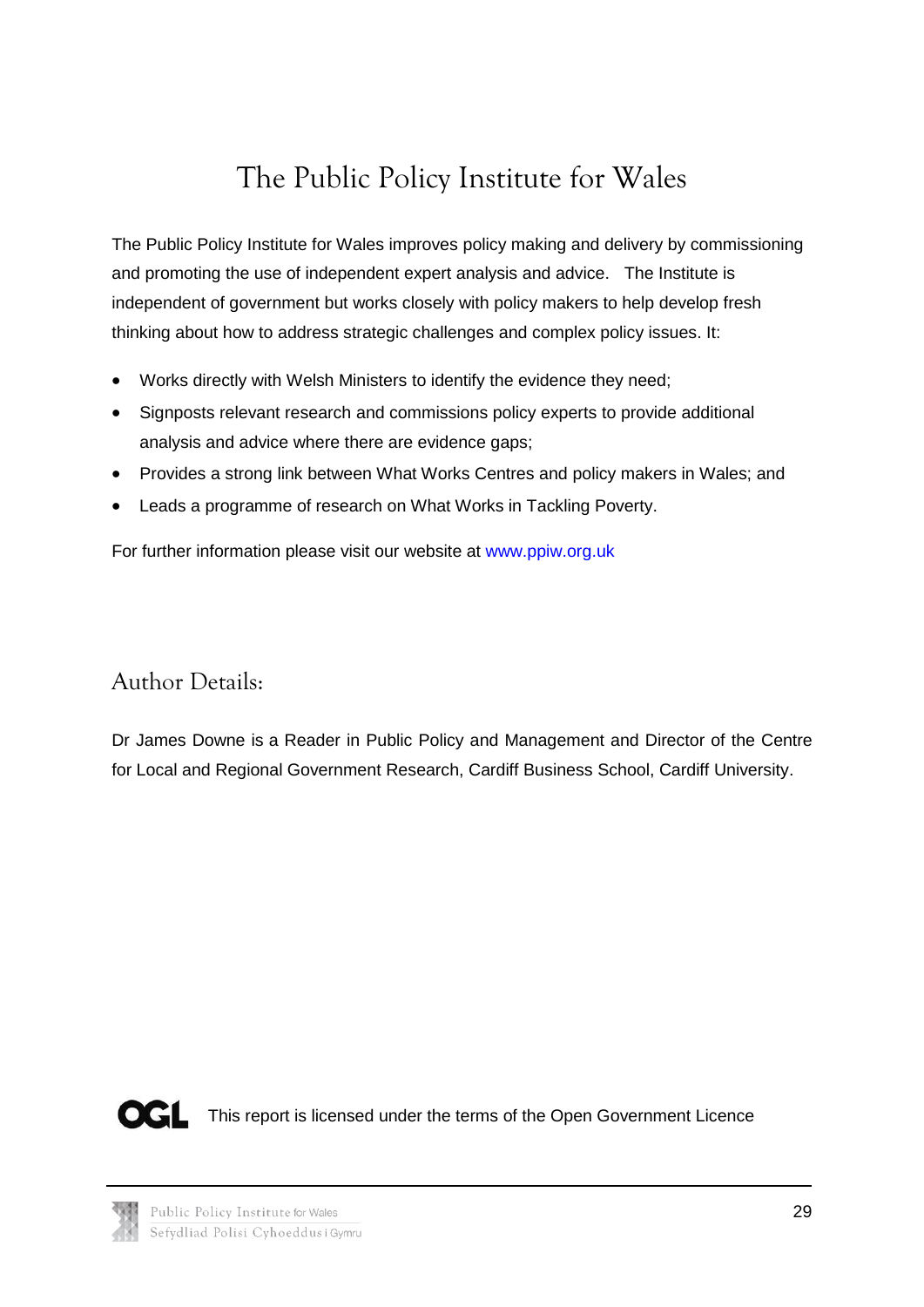# The Public Policy Institute for Wales

The Public Policy Institute for Wales improves policy making and delivery by commissioning and promoting the use of independent expert analysis and advice. The Institute is independent of government but works closely with policy makers to help develop fresh thinking about how to address strategic challenges and complex policy issues. It:

- Works directly with Welsh Ministers to identify the evidence they need;
- Signposts relevant research and commissions policy experts to provide additional analysis and advice where there are evidence gaps;
- Provides a strong link between What Works Centres and policy makers in Wales; and
- Leads a programme of research on What Works in Tackling Poverty.

For further information please visit our website at www.ppiw.org.uk

## Author Details:

Dr James Downe is a Reader in Public Policy and Management and Director of the Centre for Local and Regional Government Research, Cardiff Business School, Cardiff University.

OGL This report is licensed under the terms of the Open Government Licence